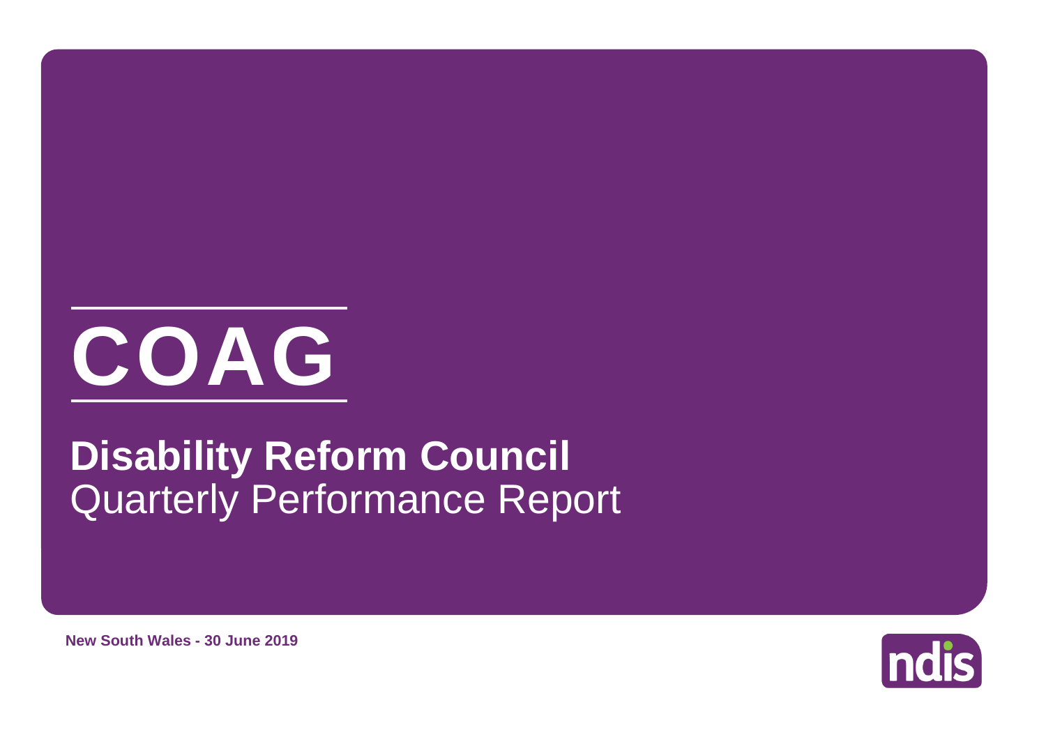# COAG

## **Disability Reform Council**
Quarterly Performance Report

**New South Wales - 30 June 2019**

ndis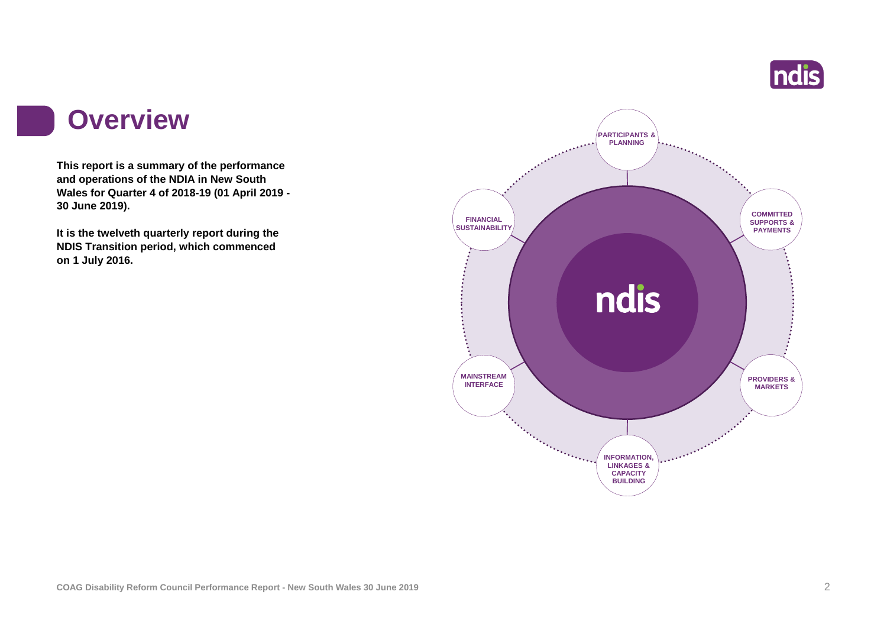# Overview

**This report is a summary of the performance and operations of the NDIA in New South Wales for Quarter 4 of 2018-19 (01 April 2019 - 30 June 2019).**

**It is the twelveth quarterly report during the NDIS Transition period, which commenced on 1 July 2016.**

PARTICIPANTS & PLANNING

COMMITTED SUPPORTS & PAYMENTS

PROVIDERS & MARKETS

INFORMATION, LINKAGES & CAPACITY BUILDING

MAINSTREAM INTERFACE

FINANCIAL SUSTAINABILITY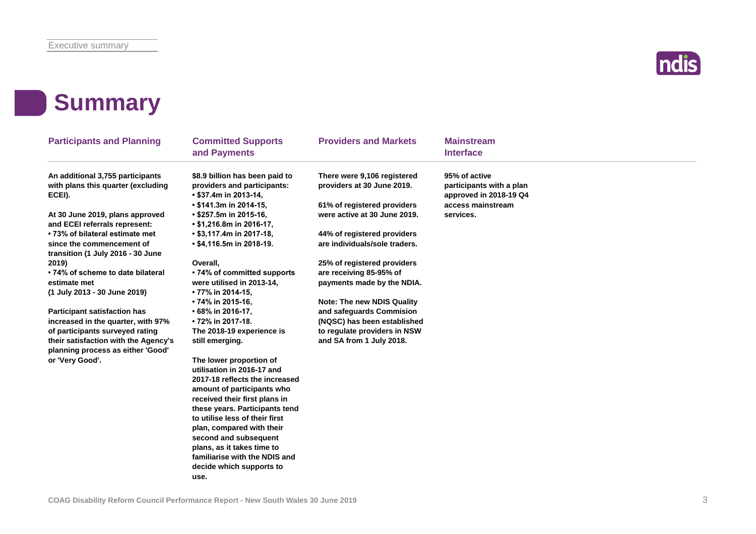# Summary

## Participants and Planning

**An additional 3,755 participants with plans this quarter (excluding ECEI).**

**At 30 June 2019, plans approved and ECEI referrals represent:**
- **73% of bilateral estimate met since the commencement of transition (1 July 2016 - 30 June 2019)**
- **74% of scheme to date bilateral estimate met (1 July 2013 - 30 June 2019)**

**Participant satisfaction has increased in the quarter, with 97% of participants surveyed rating their satisfaction with the Agency's planning process as either 'Good' or 'Very Good'.**

## Committed Supports and Payments

**$8.9 billion has been paid to providers and participants:**
- **$37.4m in 2013-14,**
- **$141.3m in 2014-15,**
- **$257.5m in 2015-16,**
- **$1,216.8m in 2016-17,**
- **$3,117.4m in 2017-18,**
- **$4,116.5m in 2018-19.**

**Overall,**
- **74% of committed supports were utilised in 2013-14,**
- **77% in 2014-15,**
- **74% in 2015-16,**
- **68% in 2016-17,**
- **72% in 2017-18.**

**The 2018-19 experience is still emerging.**

**The lower proportion of utilisation in 2016-17 and 2017-18 reflects the increased amount of participants who received their first plans in these years. Participants tend to utilise less of their first plan, compared with their second and subsequent plans, as it takes time to familiarise with the NDIS and decide which supports to use.**

## Providers and Markets

**There were 9,106 registered providers at 30 June 2019.**

**61% of registered providers were active at 30 June 2019.**

**44% of registered providers are individuals/sole traders.**

**25% of registered providers are receiving 85-95% of payments made by the NDIA.**

**Note: The new NDIS Quality and safeguards Commision (NQSC) has been established to regulate providers in NSW and SA from 1 July 2018.**

## Mainstream Interface

**95% of active participants with a plan approved in 2018-19 Q4 access mainstream services.**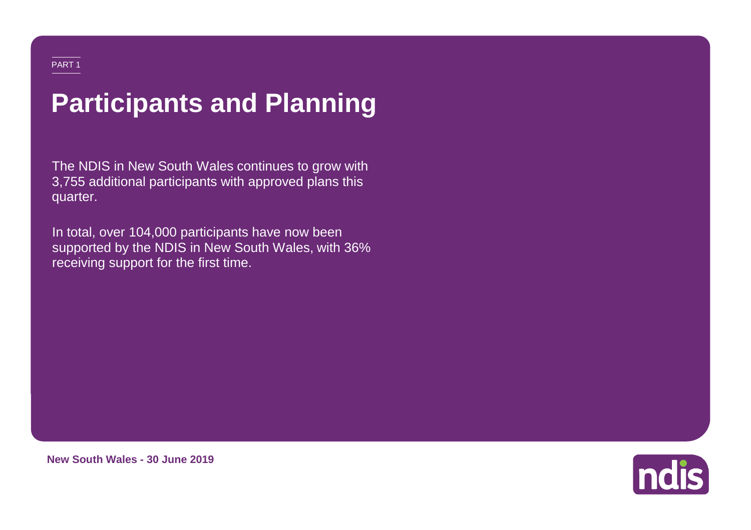PART 1

# Participants and Planning

The NDIS in New South Wales continues to grow with 3,755 additional participants with approved plans this quarter.

In total, over 104,000 participants have now been supported by the NDIS in New South Wales, with 36% receiving support for the first time.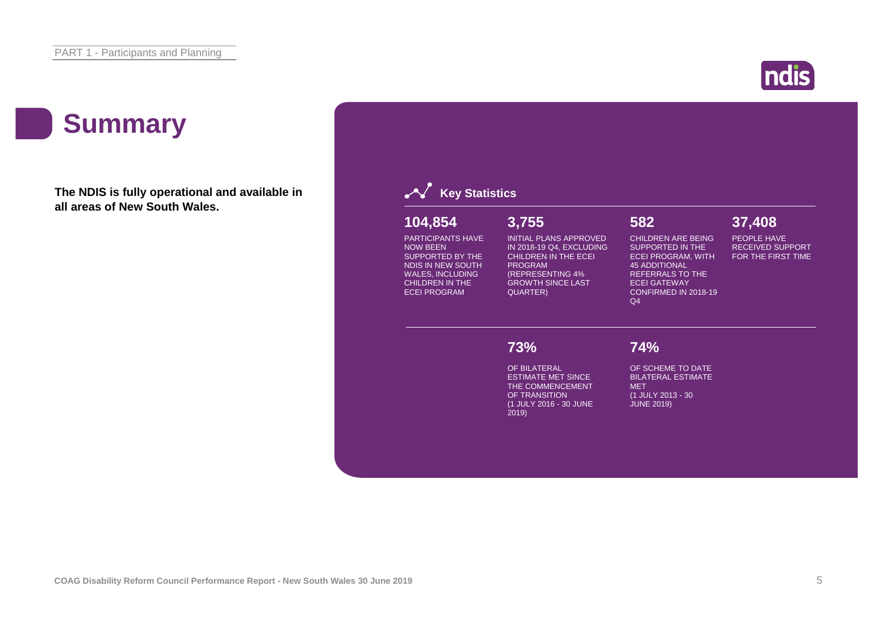# Summary

**The NDIS is fully operational and available in all areas of New South Wales.**

## Key Statistics

**104,854**

PARTICIPANTS HAVE NOW BEEN SUPPORTED BY THE NDIS IN NEW SOUTH WALES, INCLUDING CHILDREN IN THE ECEI PROGRAM

**3,755**

INITIAL PLANS APPROVED IN 2018-19 Q4, EXCLUDING CHILDREN IN THE ECEI PROGRAM (REPRESENTING 4% GROWTH SINCE LAST QUARTER)

**582**

CHILDREN ARE BEING SUPPORTED IN THE ECEI PROGRAM, WITH 45 ADDITIONAL REFERRALS TO THE ECEI GATEWAY CONFIRMED IN 2018-19 Q4

**37,408**

PEOPLE HAVE RECEIVED SUPPORT FOR THE FIRST TIME

**73%**

OF BILATERAL ESTIMATE MET SINCE THE COMMENCEMENT OF TRANSITION (1 JULY 2016 - 30 JUNE 2019)

**74%**

OF SCHEME TO DATE BILATERAL ESTIMATE MET (1 JULY 2013 - 30 JUNE 2019)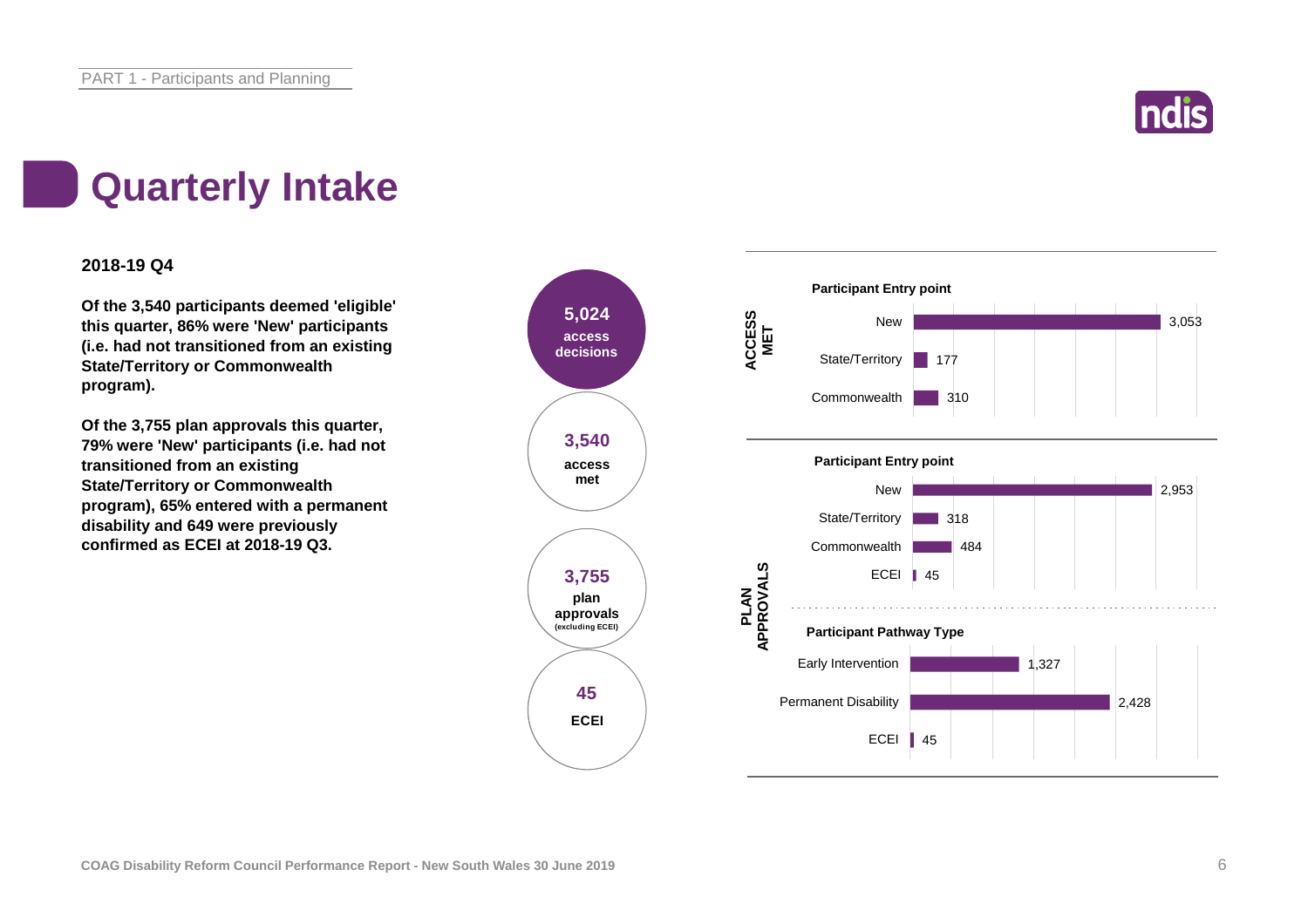# Quarterly Intake

**2018-19 Q4**

**Of the 3,540 participants deemed 'eligible' this quarter, 86% were 'New' participants (i.e. had not transitioned from an existing State/Territory or Commonwealth program).**

**Of the 3,755 plan approvals this quarter, 79% were 'New' participants (i.e. had not transitioned from an existing State/Territory or Commonwealth program), 65% entered with a permanent disability and 649 were previously confirmed as ECEI at 2018-19 Q3.**

**5,024** access decisions

**3,540** access met

**3,755** plan approvals (excluding ECEI)

**45** ECEI

**ACCESS MET**

**Participant Entry point**

| Entry point | Count |
|---|---|
| New | 3,053 |
| State/Territory | 177 |
| Commonwealth | 310 |

**PLAN APPROVALS**

**Participant Entry point**

| Entry point | Count |
|---|---|
| New | 2,953 |
| State/Territory | 318 |
| Commonwealth | 484 |
| ECEI | 45 |

**Participant Pathway Type**

| Pathway Type | Count |
|---|---|
| Early Intervention | 1,327 |
| Permanent Disability | 2,428 |
| ECEI | 45 |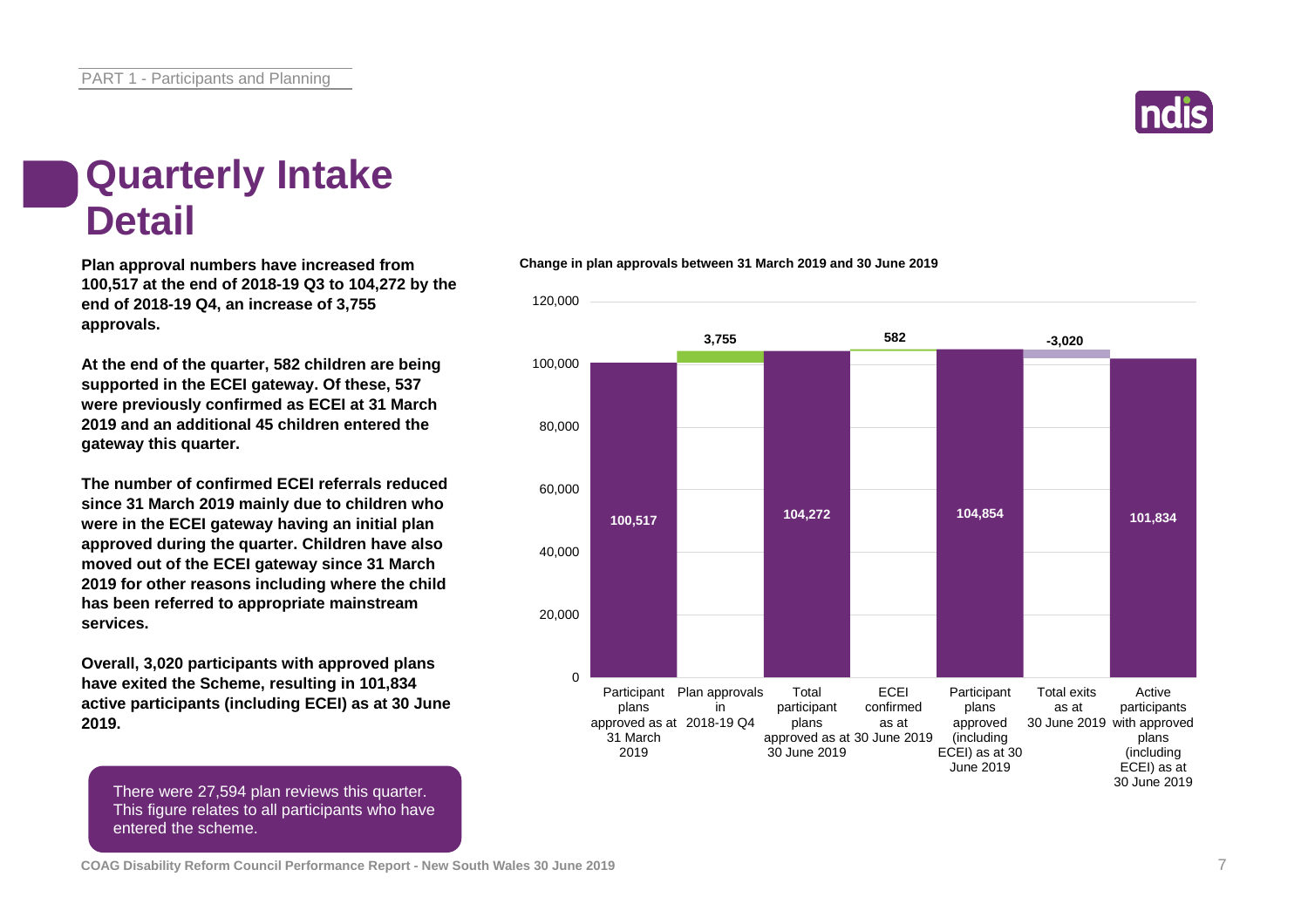# Quarterly Intake Detail

**Plan approval numbers have increased from 100,517 at the end of 2018-19 Q3 to 104,272 by the end of 2018-19 Q4, an increase of 3,755 approvals.**

**At the end of the quarter, 582 children are being supported in the ECEI gateway. Of these, 537 were previously confirmed as ECEI at 31 March 2019 and an additional 45 children entered the gateway this quarter.**

**The number of confirmed ECEI referrals reduced since 31 March 2019 mainly due to children who were in the ECEI gateway having an initial plan approved during the quarter. Children have also moved out of the ECEI gateway since 31 March 2019 for other reasons including where the child has been referred to appropriate mainstream services.**

**Overall, 3,020 participants with approved plans have exited the Scheme, resulting in 101,834 active participants (including ECEI) as at 30 June 2019.**

There were 27,594 plan reviews this quarter. This figure relates to all participants who have entered the scheme.

**Change in plan approvals between 31 March 2019 and 30 June 2019**

| Category | Value |
|---|---|
| Participant plans approved as at 31 March 2019 | 100,517 |
| Plan approvals in 2018-19 Q4 | 3,755 |
| Total participant plans approved as at 30 June 2019 | 104,272 |
| ECEI confirmed as at 30 June 2019 | 582 |
| Participant plans approved (including ECEI) as at 30 June 2019 | 104,854 |
| Total exits as at 30 June 2019 | -3,020 |
| Active participants with approved plans (including ECEI) as at 30 June 2019 | 101,834 |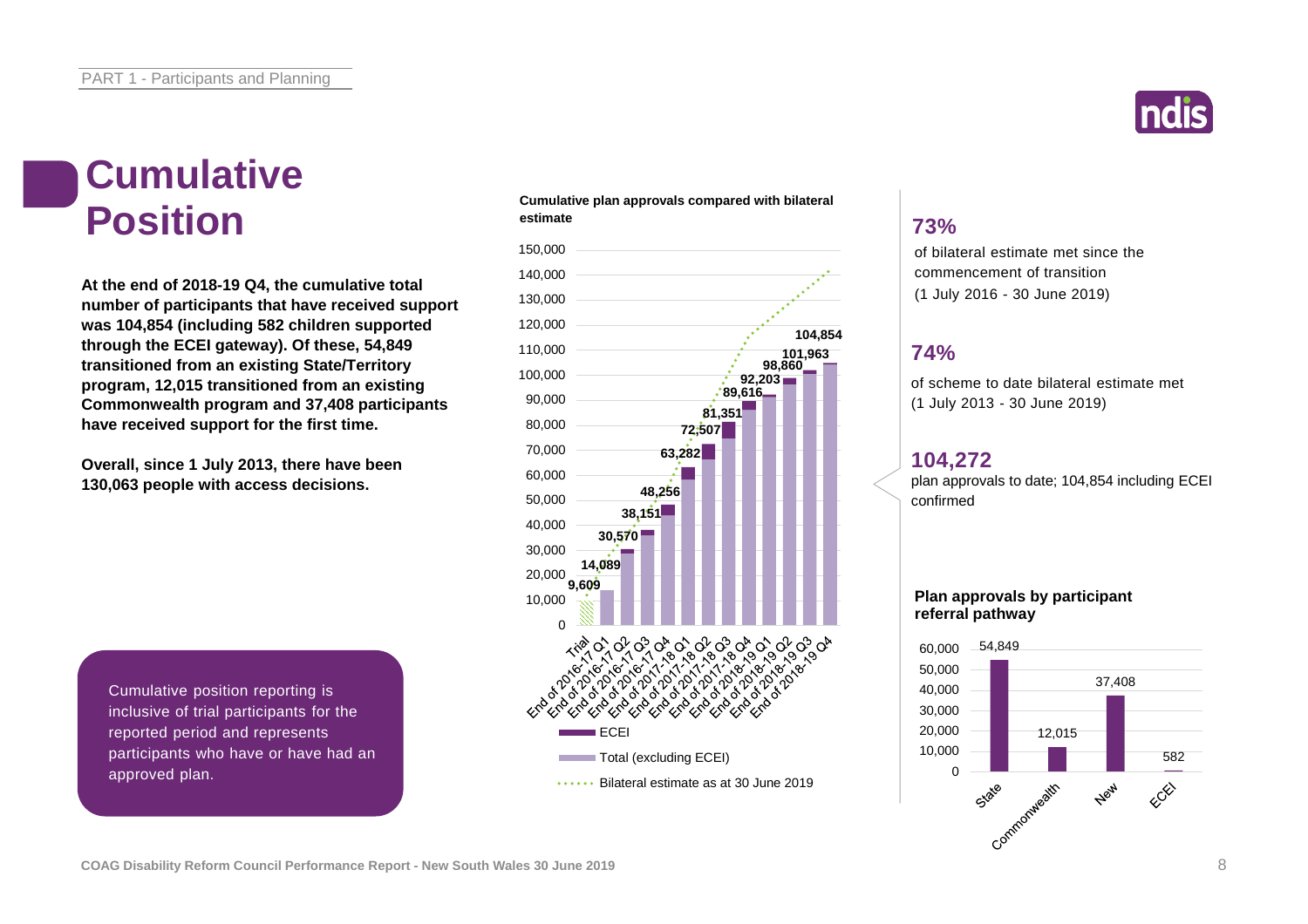# Cumulative Position

**At the end of 2018-19 Q4, the cumulative total number of participants that have received support was 104,854 (including 582 children supported through the ECEI gateway). Of these, 54,849 transitioned from an existing State/Territory program, 12,015 transitioned from an existing Commonwealth program and 37,408 participants have received support for the first time.**

**Overall, since 1 July 2013, there have been 130,063 people with access decisions.**

Cumulative position reporting is inclusive of trial participants for the reported period and represents participants who have or have had an approved plan.

**Cumulative plan approvals compared with bilateral estimate**

| Period | Cumulative plan approvals |
|---|---|
| Trial | 9,609 |
| End of 2016-17 Q1 | 14,089 |
| End of 2016-17 Q2 | 30,570 |
| End of 2016-17 Q3 | 38,151 |
| End of 2016-17 Q4 | 48,256 |
| End of 2017-18 Q1 | 63,282 |
| End of 2017-18 Q2 | 72,507 |
| End of 2017-18 Q3 | 81,351 |
| End of 2017-18 Q4 | 89,616 |
| End of 2018-19 Q1 | 92,203 |
| End of 2018-19 Q2 | 98,860 |
| End of 2018-19 Q3 | 101,963 |
| End of 2018-19 Q4 | 104,854 |

Legend: ECEI; Total (excluding ECEI); Bilateral estimate as at 30 June 2019

## 73%

of bilateral estimate met since the commencement of transition (1 July 2016 - 30 June 2019)

## 74%

of scheme to date bilateral estimate met (1 July 2013 - 30 June 2019)

## 104,272

plan approvals to date; 104,854 including ECEI confirmed

**Plan approvals by participant referral pathway**

| Pathway | Plan approvals |
|---|---|
| State | 54,849 |
| Commonwealth | 12,015 |
| New | 37,408 |
| ECEI | 582 |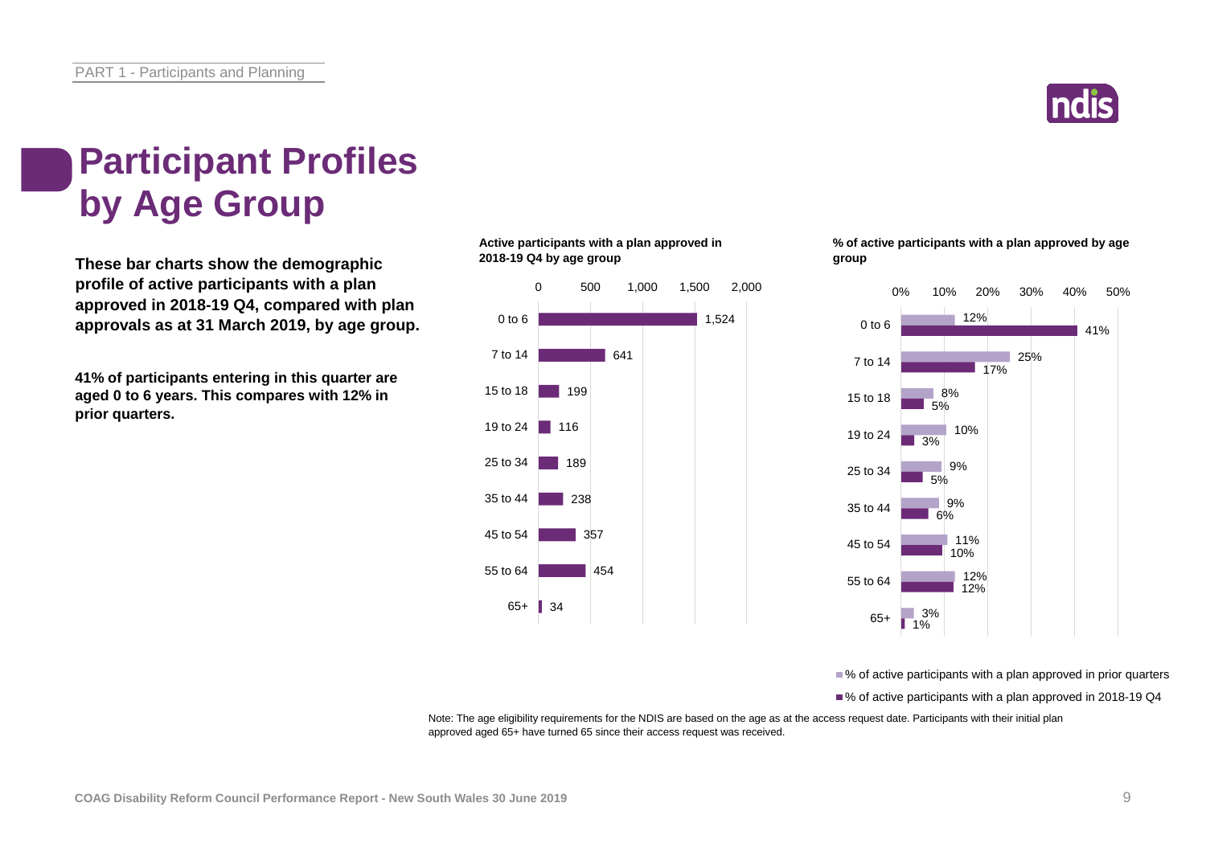# Participant Profiles by Age Group

**These bar charts show the demographic profile of active participants with a plan approved in 2018-19 Q4, compared with plan approvals as at 31 March 2019, by age group.**

**41% of participants entering in this quarter are aged 0 to 6 years. This compares with 12% in prior quarters.**

**Active participants with a plan approved in 2018-19 Q4 by age group**

| Age group | Active participants |
|---|---|
| 0 to 6 | 1,524 |
| 7 to 14 | 641 |
| 15 to 18 | 199 |
| 19 to 24 | 116 |
| 25 to 34 | 189 |
| 35 to 44 | 238 |
| 45 to 54 | 357 |
| 55 to 64 | 454 |
| 65+ | 34 |

**% of active participants with a plan approved by age group**

| Age group | % of active participants with a plan approved in prior quarters | % of active participants with a plan approved in 2018-19 Q4 |
|---|---|---|
| 0 to 6 | 12% | 41% |
| 7 to 14 | 25% | 17% |
| 15 to 18 | 8% | 5% |
| 19 to 24 | 10% | 3% |
| 25 to 34 | 9% | 5% |
| 35 to 44 | 9% | 6% |
| 45 to 54 | 11% | 10% |
| 55 to 64 | 12% | 12% |
| 65+ | 3% | 1% |

Note: The age eligibility requirements for the NDIS are based on the age as at the access request date. Participants with their initial plan approved aged 65+ have turned 65 since their access request was received.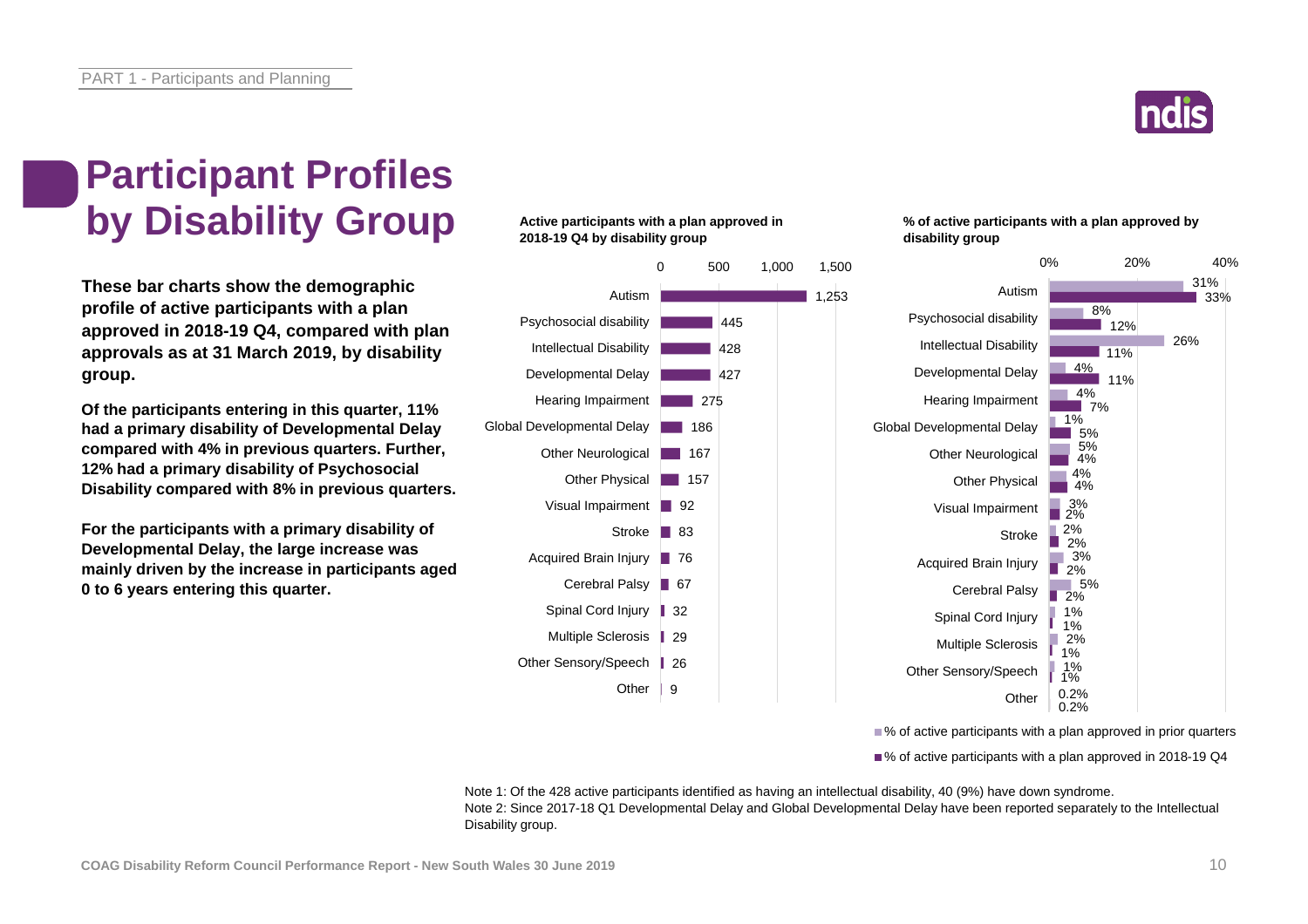# Participant Profiles by Disability Group

**These bar charts show the demographic profile of active participants with a plan approved in 2018-19 Q4, compared with plan approvals as at 31 March 2019, by disability group.**

**Of the participants entering in this quarter, 11% had a primary disability of Developmental Delay compared with 4% in previous quarters. Further, 12% had a primary disability of Psychosocial Disability compared with 8% in previous quarters.**

**For the participants with a primary disability of Developmental Delay, the large increase was mainly driven by the increase in participants aged 0 to 6 years entering this quarter.**

**Active participants with a plan approved in 2018-19 Q4 by disability group** and **% of active participants with a plan approved by disability group**

| Disability group | Active participants with a plan approved in 2018-19 Q4 | % of active participants with a plan approved in prior quarters | % of active participants with a plan approved in 2018-19 Q4 |
|---|---|---|---|
| Autism | 1,253 | 31% | 33% |
| Psychosocial disability | 445 | 8% | 12% |
| Intellectual Disability | 428 | 26% | 11% |
| Developmental Delay | 427 | 4% | 11% |
| Hearing Impairment | 275 | 4% | 7% |
| Global Developmental Delay | 186 | 1% | 5% |
| Other Neurological | 167 | 5% | 4% |
| Other Physical | 157 | 4% | 4% |
| Visual Impairment | 92 | 3% | 2% |
| Stroke | 83 | 2% | 2% |
| Acquired Brain Injury | 76 | 3% | 2% |
| Cerebral Palsy | 67 | 5% | 2% |
| Spinal Cord Injury | 32 | 1% | 1% |
| Multiple Sclerosis | 29 | 2% | 1% |
| Other Sensory/Speech | 26 | 1% | 1% |
| Other | 9 | 0.2% | 0.2% |

Note 1: Of the 428 active participants identified as having an intellectual disability, 40 (9%) have down syndrome.
Note 2: Since 2017-18 Q1 Developmental Delay and Global Developmental Delay have been reported separately to the Intellectual Disability group.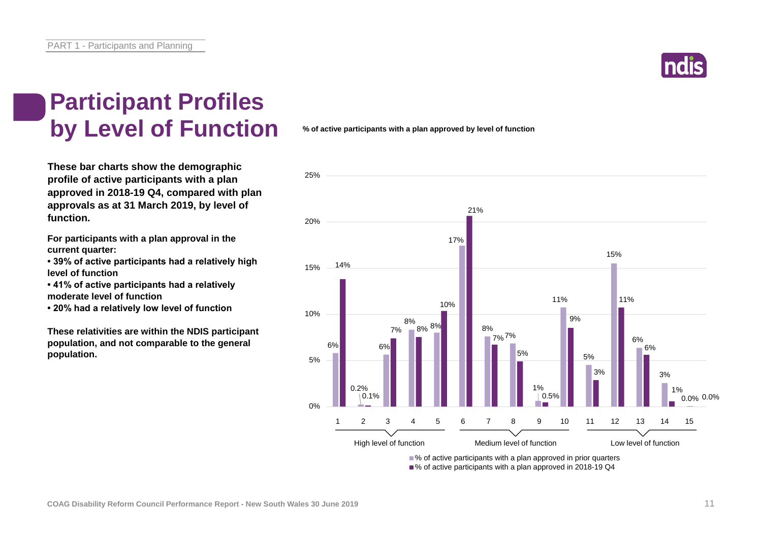# Participant Profiles by Level of Function

**These bar charts show the demographic profile of active participants with a plan approved in 2018-19 Q4, compared with plan approvals as at 31 March 2019, by level of function.**

**For participants with a plan approval in the current quarter:**

- **39% of active participants had a relatively high level of function**
- **41% of active participants had a relatively moderate level of function**
- **20% had a relatively low level of function**

**These relativities are within the NDIS participant population, and not comparable to the general population.**

**% of active participants with a plan approved by level of function**

| Level of function | Group | % of active participants with a plan approved in prior quarters | % of active participants with a plan approved in 2018-19 Q4 |
|---|---|---|---|
| 1 | High level of function | 6% | 14% |
| 2 | High level of function | 0.2% | 0.1% |
| 3 | High level of function | 6% | 7% |
| 4 | High level of function | 8% | 8% |
| 5 | High level of function | 8% | 10% |
| 6 | Medium level of function | 17% | 21% |
| 7 | Medium level of function | 8% | 7% |
| 8 | Medium level of function | 7% | 5% |
| 9 | Medium level of function | 1% | 0.5% |
| 10 | Medium level of function | 11% | 9% |
| 11 | Low level of function | 5% | 3% |
| 12 | Low level of function | 15% | 11% |
| 13 | Low level of function | 6% | 6% |
| 14 | Low level of function | 3% | 1% |
| 15 | Low level of function | 0.0% | 0.0% |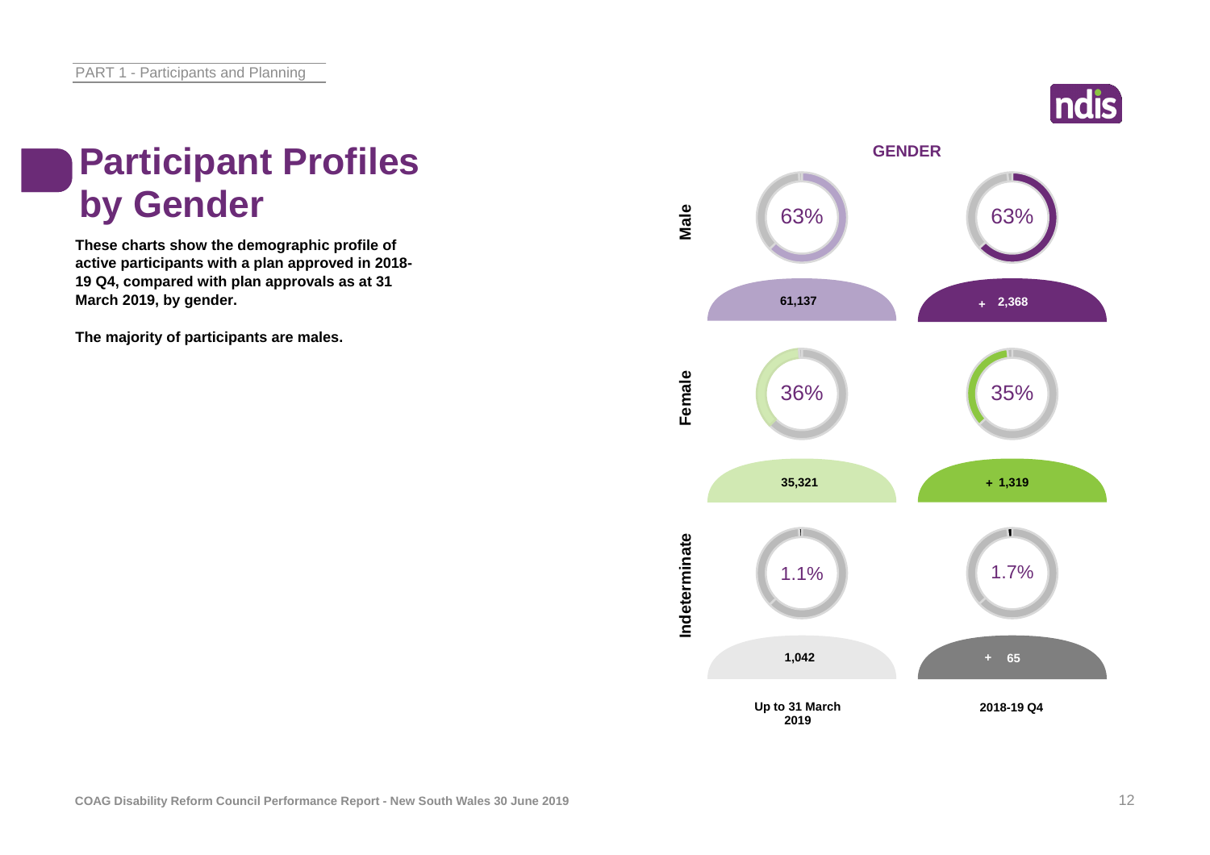# Participant Profiles by Gender

**These charts show the demographic profile of active participants with a plan approved in 2018-19 Q4, compared with plan approvals as at 31 March 2019, by gender.**

**The majority of participants are males.**

**GENDER**

| | Up to 31 March 2019 | 2018-19 Q4 |
|---|---|---|
| Male | 63% | 63% |
| | 61,137 | + 2,368 |
| Female | 36% | 35% |
| | 35,321 | + 1,319 |
| Indeterminate | 1.1% | 1.7% |
| | 1,042 | + 65 |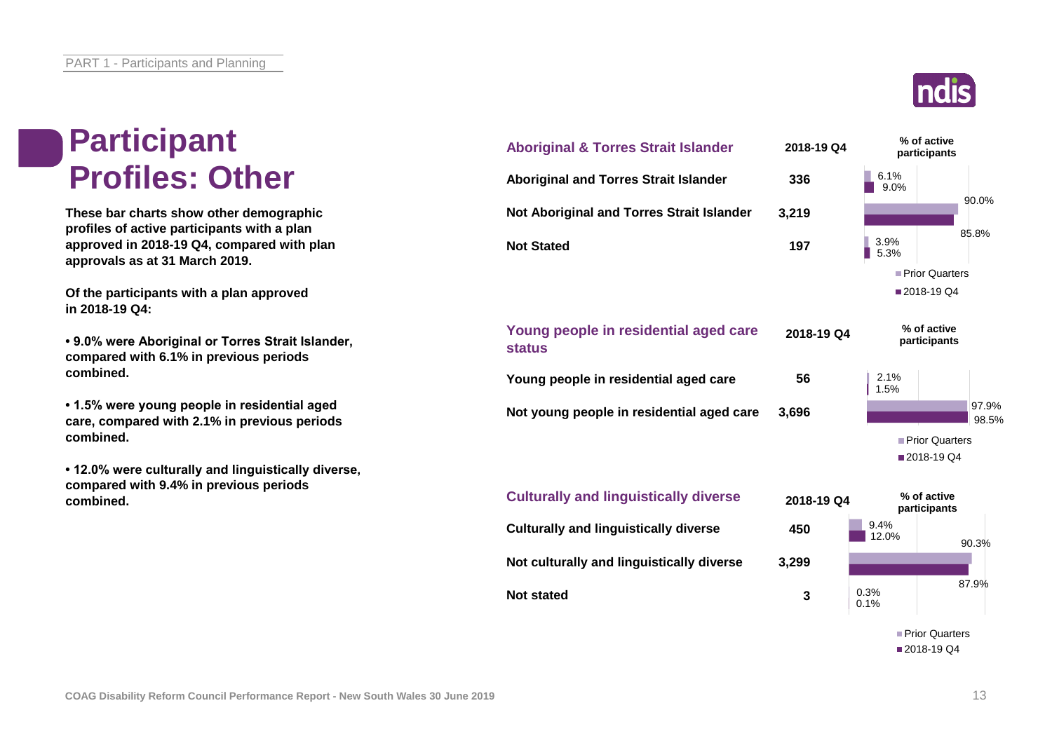# Participant Profiles: Other

**These bar charts show other demographic profiles of active participants with a plan approved in 2018-19 Q4, compared with plan approvals as at 31 March 2019.**

**Of the participants with a plan approved in 2018-19 Q4:**

- **9.0% were Aboriginal or Torres Strait Islander, compared with 6.1% in previous periods combined.**
- **1.5% were young people in residential aged care, compared with 2.1% in previous periods combined.**
- **12.0% were culturally and linguistically diverse, compared with 9.4% in previous periods combined.**

| Aboriginal & Torres Strait Islander | 2018-19 Q4 | % of active participants – Prior Quarters | % of active participants – 2018-19 Q4 |
|---|---|---|---|
| Aboriginal and Torres Strait Islander | 336 | 6.1% | 9.0% |
| Not Aboriginal and Torres Strait Islander | 3,219 | 90.0% | 85.8% |
| Not Stated | 197 | 3.9% | 5.3% |

| Young people in residential aged care status | 2018-19 Q4 | % of active participants – Prior Quarters | % of active participants – 2018-19 Q4 |
|---|---|---|---|
| Young people in residential aged care | 56 | 2.1% | 1.5% |
| Not young people in residential aged care | 3,696 | 97.9% | 98.5% |

| Culturally and linguistically diverse | 2018-19 Q4 | % of active participants – Prior Quarters | % of active participants – 2018-19 Q4 |
|---|---|---|---|
| Culturally and linguistically diverse | 450 | 9.4% | 12.0% |
| Not culturally and linguistically diverse | 3,299 | 90.3% | 87.9% |
| Not stated | 3 | 0.3% | 0.1% |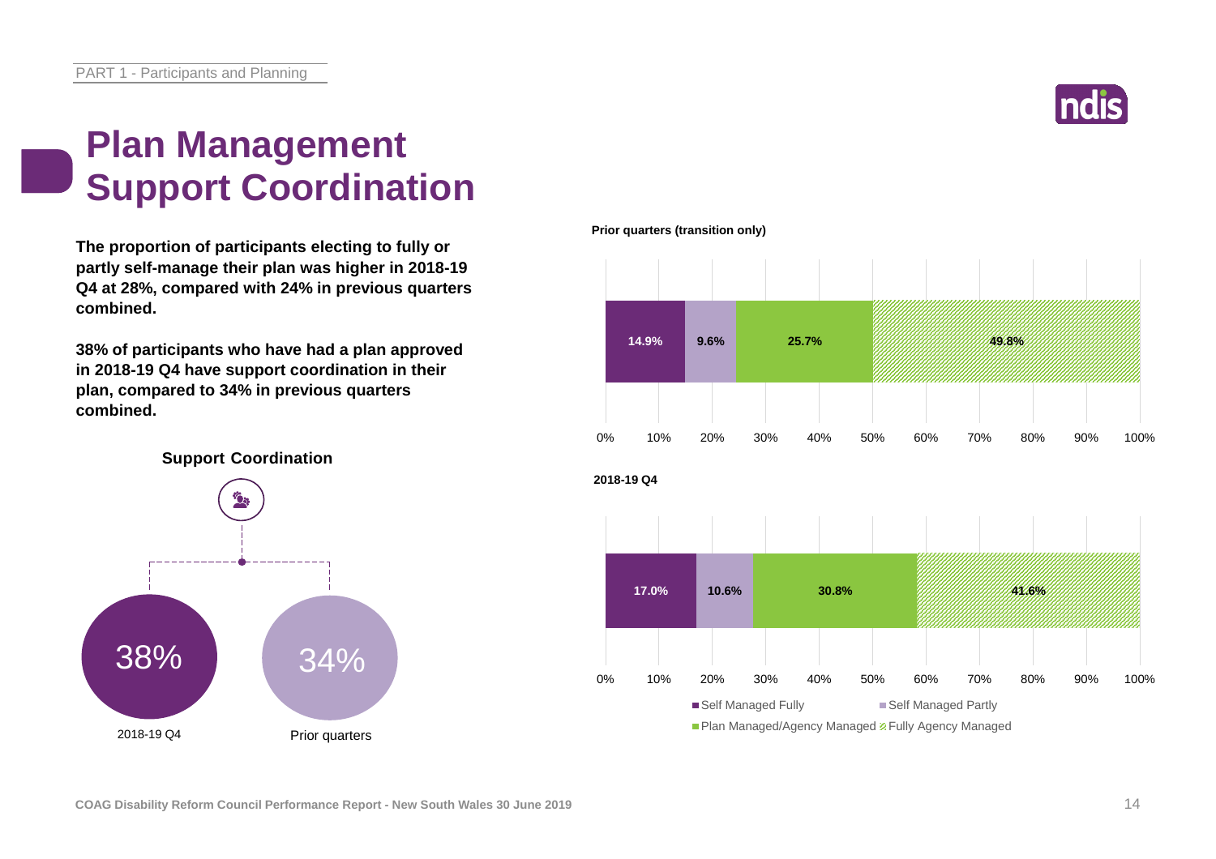# Plan Management
# Support Coordination

**The proportion of participants electing to fully or partly self-manage their plan was higher in 2018-19 Q4 at 28%, compared with 24% in previous quarters combined.**

**38% of participants who have had a plan approved in 2018-19 Q4 have support coordination in their plan, compared to 34% in previous quarters combined.**

**Support Coordination**

| | 2018-19 Q4 | Prior quarters |
|---|---|---|
| Support Coordination | 38% | 34% |

**Prior quarters (transition only)**

| Self Managed Fully | Self Managed Partly | Plan Managed/Agency Managed | Fully Agency Managed |
|---|---|---|---|
| 14.9% | 9.6% | 25.7% | 49.8% |

**2018-19 Q4**

| Self Managed Fully | Self Managed Partly | Plan Managed/Agency Managed | Fully Agency Managed |
|---|---|---|---|
| 17.0% | 10.6% | 30.8% | 41.6% |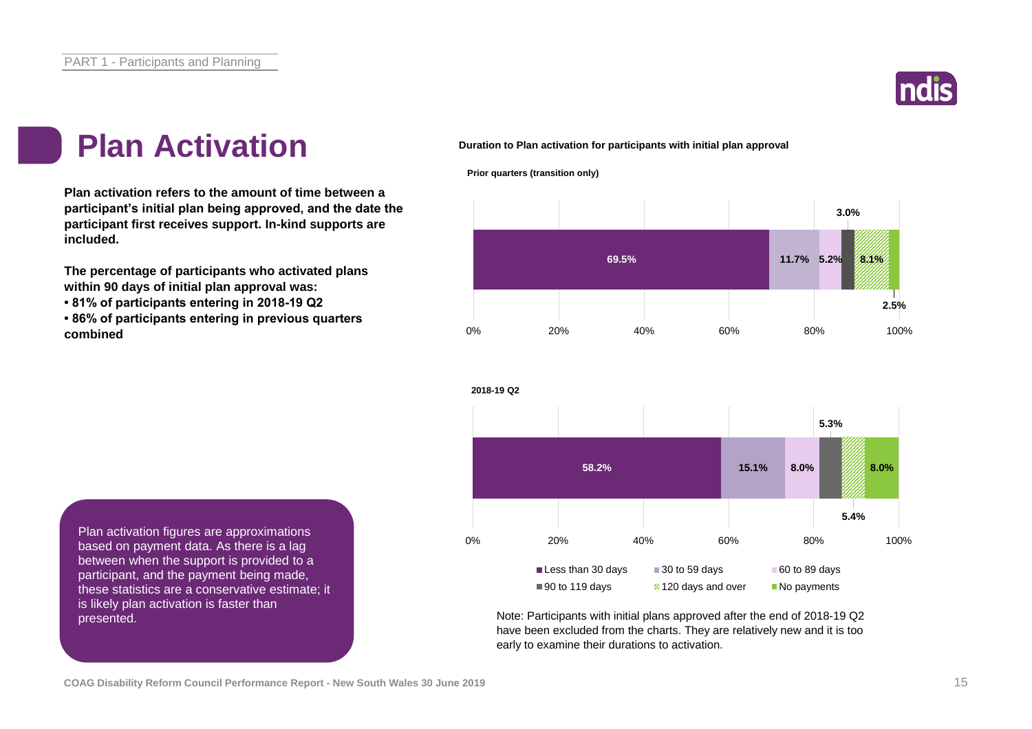# Plan Activation

**Plan activation refers to the amount of time between a participant's initial plan being approved, and the date the participant first receives support. In-kind supports are included.**

**The percentage of participants who activated plans within 90 days of initial plan approval was:**

- **81% of participants entering in 2018-19 Q2**
- **86% of participants entering in previous quarters combined**

Plan activation figures are approximations based on payment data. As there is a lag between when the support is provided to a participant, and the payment being made, these statistics are a conservative estimate; it is likely plan activation is faster than presented.

**Duration to Plan activation for participants with initial plan approval**

| | Less than 30 days | 30 to 59 days | 60 to 89 days | 90 to 119 days | 120 days and over | No payments |
|---|---|---|---|---|---|---|
| Prior quarters (transition only) | 69.5% | 11.7% | 5.2% | 3.0% | 8.1% | 2.5% |
| 2018-19 Q2 | 58.2% | 15.1% | 8.0% | 5.3% | 5.4% | 8.0% |

Note: Participants with initial plans approved after the end of 2018-19 Q2 have been excluded from the charts. They are relatively new and it is too early to examine their durations to activation.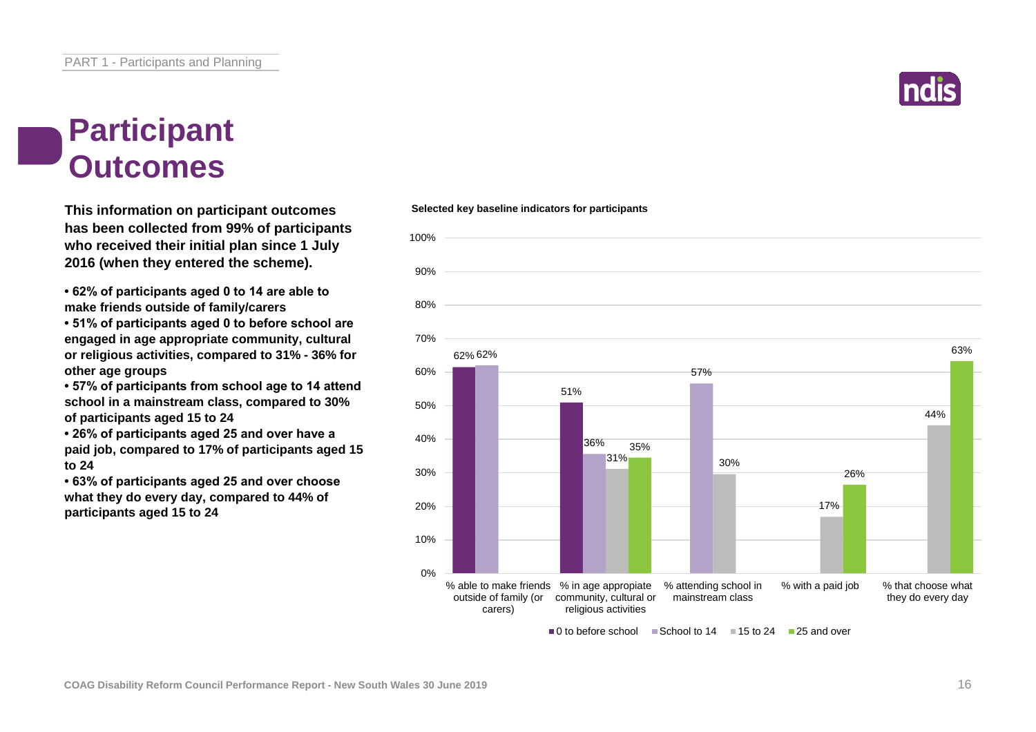# Participant Outcomes

**This information on participant outcomes has been collected from 99% of participants who received their initial plan since 1 July 2016 (when they entered the scheme).**

- **62% of participants aged 0 to 14 are able to make friends outside of family/carers**
- **51% of participants aged 0 to before school are engaged in age appropriate community, cultural or religious activities, compared to 31% - 36% for other age groups**
- **57% of participants from school age to 14 attend school in a mainstream class, compared to 30% of participants aged 15 to 24**
- **26% of participants aged 25 and over have a paid job, compared to 17% of participants aged 15 to 24**
- **63% of participants aged 25 and over choose what they do every day, compared to 44% of participants aged 15 to 24**

**Selected key baseline indicators for participants**

| Indicator | 0 to before school | School to 14 | 15 to 24 | 25 and over |
|---|---|---|---|---|
| % able to make friends outside of family (or carers) | 62% | 62% | | |
| % in age appropriate community, cultural or religious activities | 51% | 36% | 31% | 35% |
| % attending school in mainstream class | | 57% | 30% | |
| % with a paid job | | | 17% | 26% |
| % that choose what they do every day | | | 44% | 63% |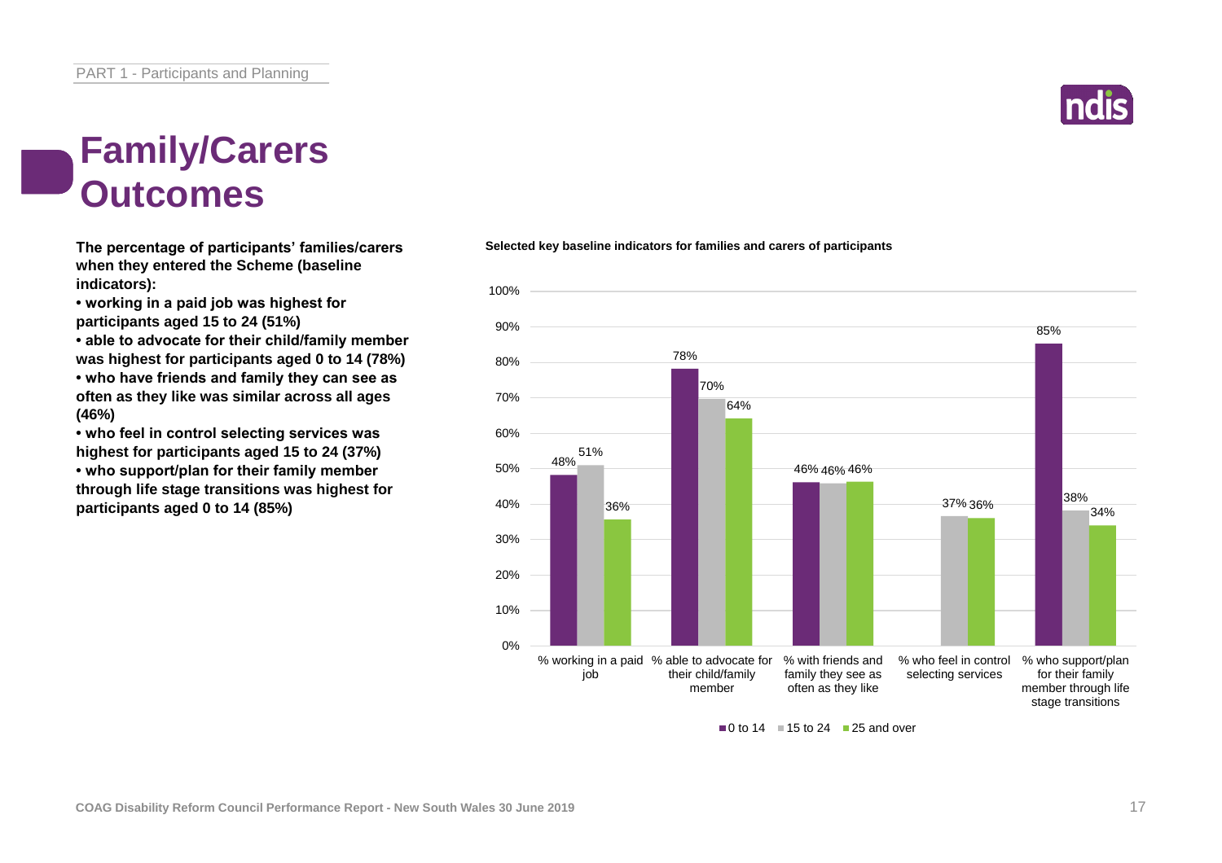# Family/Carers Outcomes

**The percentage of participants' families/carers when they entered the Scheme (baseline indicators):**

- **working in a paid job was highest for participants aged 15 to 24 (51%)**
- **able to advocate for their child/family member was highest for participants aged 0 to 14 (78%)**
- **who have friends and family they can see as often as they like was similar across all ages (46%)**
- **who feel in control selecting services was highest for participants aged 15 to 24 (37%)**
- **who support/plan for their family member through life stage transitions was highest for participants aged 0 to 14 (85%)**

**Selected key baseline indicators for families and carers of participants**

| Indicator | 0 to 14 | 15 to 24 | 25 and over |
| --- | --- | --- | --- |
| % working in a paid job | 48% | 51% | 36% |
| % able to advocate for their child/family member | 78% | 70% | 64% |
| % with friends and family they see as often as they like | 46% | 46% | 46% |
| % who feel in control selecting services | | 37% | 36% |
| % who support/plan for their family member through life stage transitions | 85% | 38% | 34% |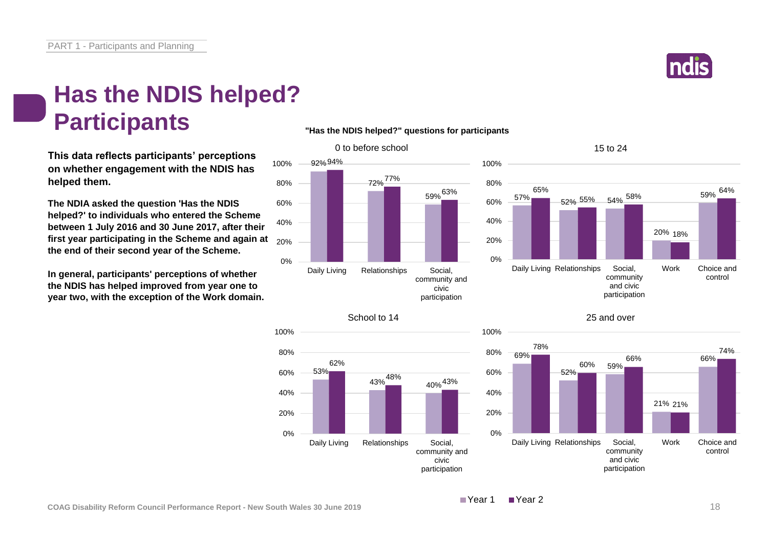# Has the NDIS helped? Participants

**This data reflects participants' perceptions on whether engagement with the NDIS has helped them.**

**The NDIA asked the question 'Has the NDIS helped?' to individuals who entered the Scheme between 1 July 2016 and 30 June 2017, after their first year participating in the Scheme and again at the end of their second year of the Scheme.**

**In general, participants' perceptions of whether the NDIS has helped improved from year one to year two, with the exception of the Work domain.**

**"Has the NDIS helped?" questions for participants**

**0 to before school**

| Domain | Year 1 | Year 2 |
|---|---|---|
| Daily Living | 92% | 94% |
| Relationships | 72% | 77% |
| Social, community and civic participation | 59% | 63% |

**15 to 24**

| Domain | Year 1 | Year 2 |
|---|---|---|
| Daily Living | 57% | 65% |
| Relationships | 52% | 55% |
| Social, community and civic participation | 54% | 58% |
| Work | 20% | 18% |
| Choice and control | 59% | 64% |

**School to 14**

| Domain | Year 1 | Year 2 |
|---|---|---|
| Daily Living | 53% | 62% |
| Relationships | 43% | 48% |
| Social, community and civic participation | 40% | 43% |

**25 and over**

| Domain | Year 1 | Year 2 |
|---|---|---|
| Daily Living | 69% | 78% |
| Relationships | 52% | 60% |
| Social, community and civic participation | 59% | 66% |
| Work | 21% | 21% |
| Choice and control | 66% | 74% |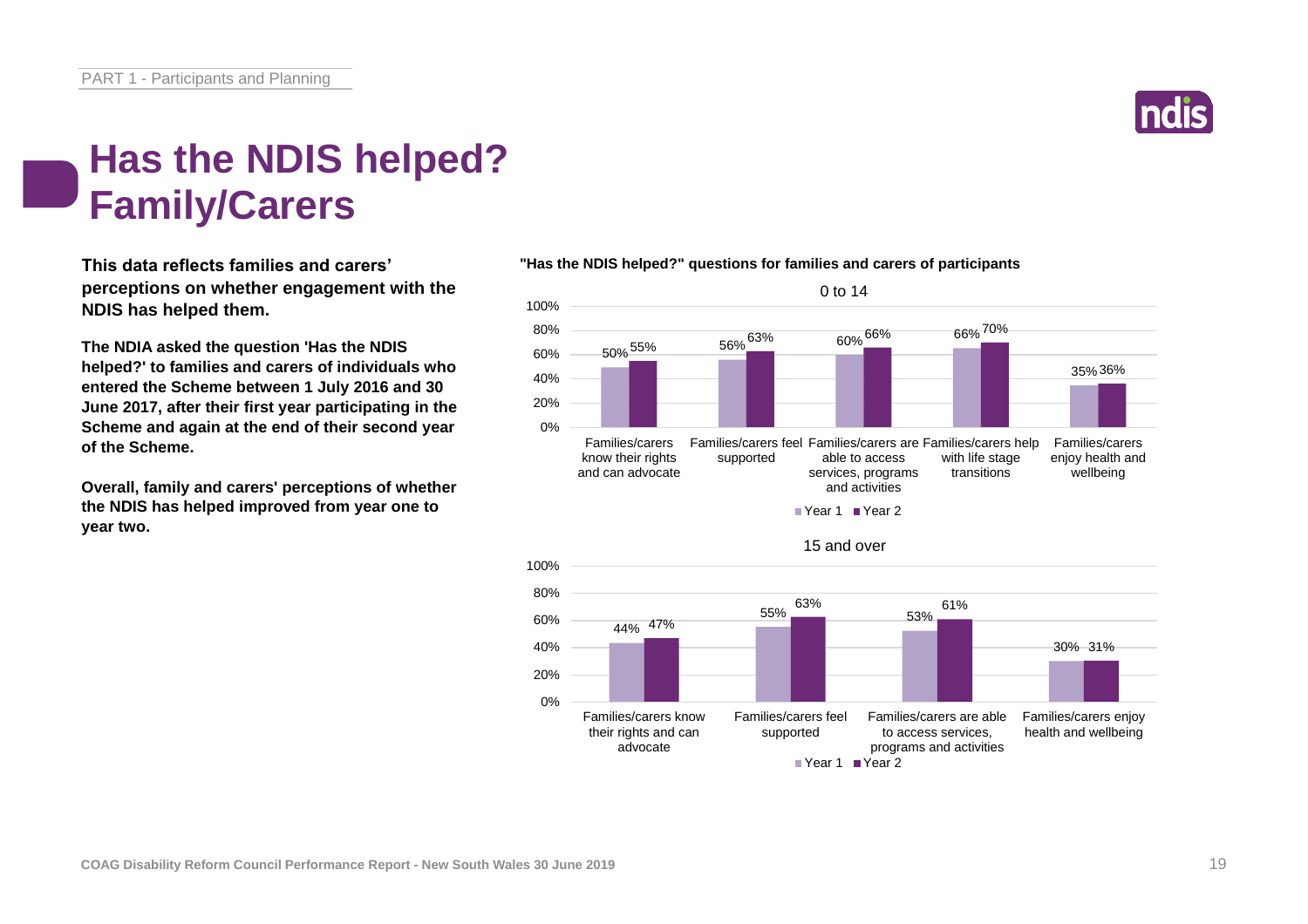# Has the NDIS helped? Family/Carers

**This data reflects families and carers' perceptions on whether engagement with the NDIS has helped them.**

**The NDIA asked the question 'Has the NDIS helped?' to families and carers of individuals who entered the Scheme between 1 July 2016 and 30 June 2017, after their first year participating in the Scheme and again at the end of their second year of the Scheme.**

**Overall, family and carers' perceptions of whether the NDIS has helped improved from year one to year two.**

**"Has the NDIS helped?" questions for families and carers of participants**

**0 to 14**

| | Year 1 | Year 2 |
|---|---|---|
| Families/carers know their rights and can advocate | 50% | 55% |
| Families/carers feel supported | 56% | 63% |
| Families/carers are able to access services, programs and activities | 60% | 66% |
| Families/carers help with life stage transitions | 66% | 70% |
| Families/carers enjoy health and wellbeing | 35% | 36% |

**15 and over**

| | Year 1 | Year 2 |
|---|---|---|
| Families/carers know their rights and can advocate | 44% | 47% |
| Families/carers feel supported | 55% | 63% |
| Families/carers are able to access services, programs and activities | 53% | 61% |
| Families/carers enjoy health and wellbeing | 30% | 31% |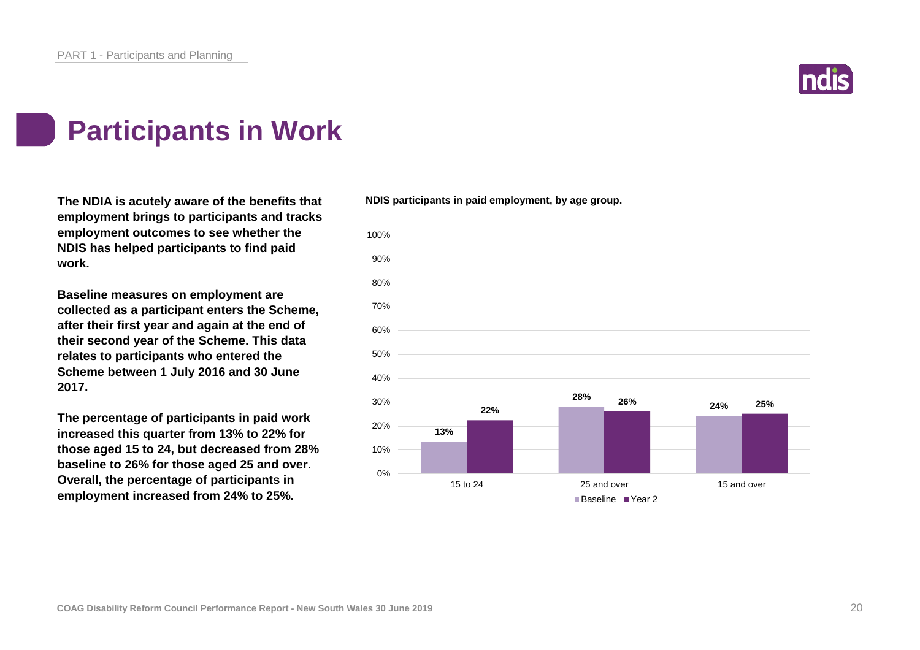# Participants in Work

**The NDIA is acutely aware of the benefits that employment brings to participants and tracks employment outcomes to see whether the NDIS has helped participants to find paid work.**

**Baseline measures on employment are collected as a participant enters the Scheme, after their first year and again at the end of their second year of the Scheme. This data relates to participants who entered the Scheme between 1 July 2016 and 30 June 2017.**

**The percentage of participants in paid work increased this quarter from 13% to 22% for those aged 15 to 24, but decreased from 28% baseline to 26% for those aged 25 and over. Overall, the percentage of participants in employment increased from 24% to 25%.**

**NDIS participants in paid employment, by age group.**

| Age group | Baseline | Year 2 |
|---|---|---|
| 15 to 24 | 13% | 22% |
| 25 and over | 28% | 26% |
| 15 and over | 24% | 25% |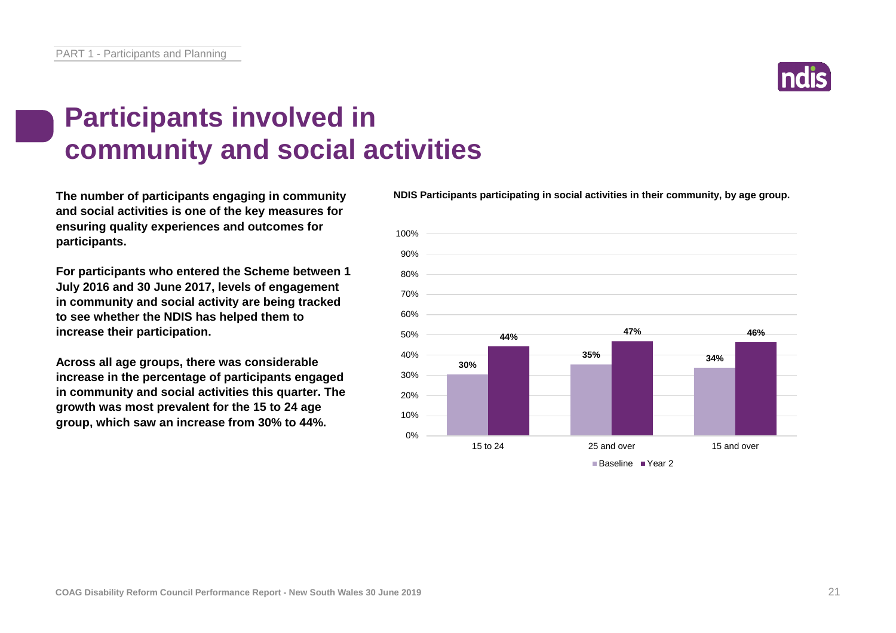# Participants involved in community and social activities

**The number of participants engaging in community and social activities is one of the key measures for ensuring quality experiences and outcomes for participants.**

**For participants who entered the Scheme between 1 July 2016 and 30 June 2017, levels of engagement in community and social activity are being tracked to see whether the NDIS has helped them to increase their participation.**

**Across all age groups, there was considerable increase in the percentage of participants engaged in community and social activities this quarter. The growth was most prevalent for the 15 to 24 age group, which saw an increase from 30% to 44%.**

**NDIS Participants participating in social activities in their community, by age group.**

| Age group | Baseline | Year 2 |
| --- | --- | --- |
| 15 to 24 | 30% | 44% |
| 25 and over | 35% | 47% |
| 15 and over | 34% | 46% |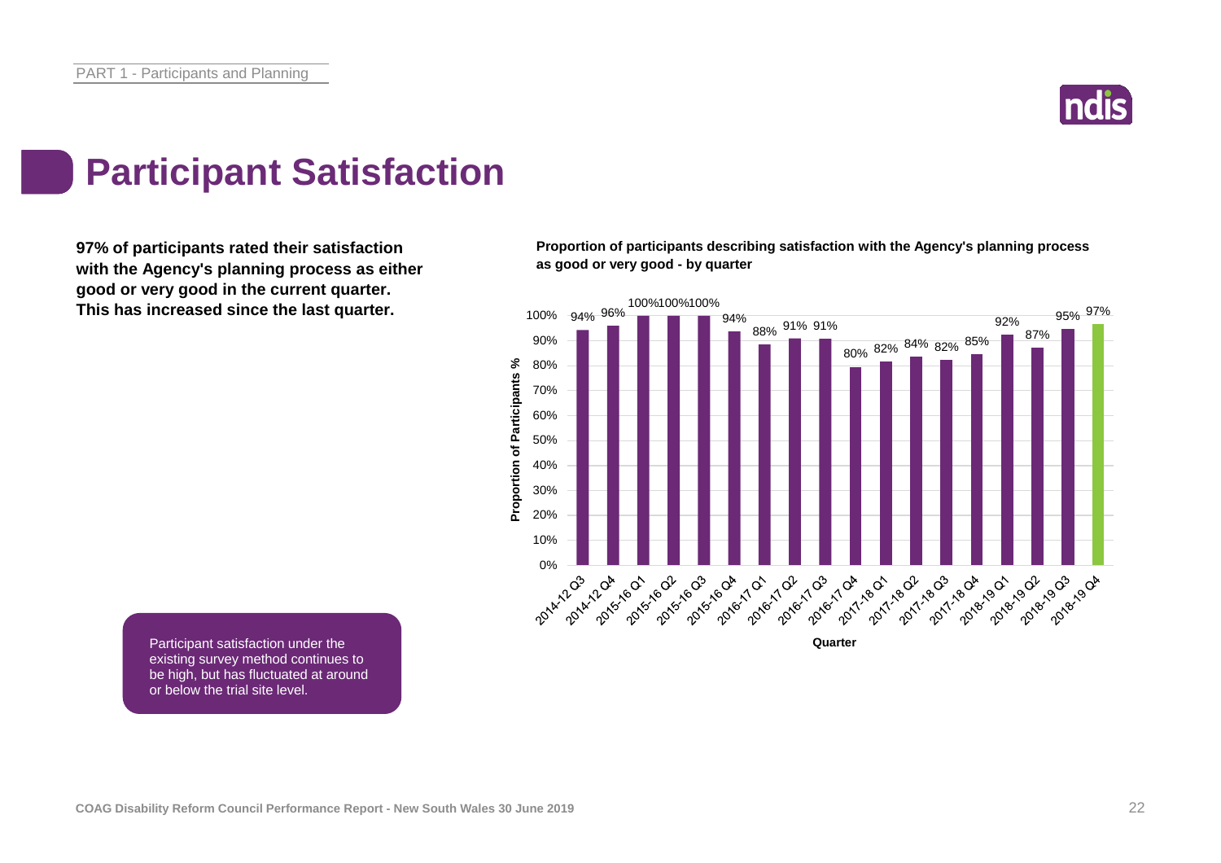# Participant Satisfaction

**97% of participants rated their satisfaction with the Agency's planning process as either good or very good in the current quarter. This has increased since the last quarter.**

**Proportion of participants describing satisfaction with the Agency's planning process as good or very good - by quarter**

| Quarter | Proportion of Participants % |
|---|---|
| 2014-12 Q3 | 94% |
| 2014-12 Q4 | 96% |
| 2015-16 Q1 | 100% |
| 2015-16 Q2 | 100% |
| 2015-16 Q3 | 100% |
| 2015-16 Q4 | 94% |
| 2016-17 Q1 | 88% |
| 2016-17 Q2 | 91% |
| 2016-17 Q3 | 91% |
| 2016-17 Q4 | 80% |
| 2017-18 Q1 | 82% |
| 2017-18 Q2 | 84% |
| 2017-18 Q3 | 82% |
| 2017-18 Q4 | 85% |
| 2018-19 Q1 | 92% |
| 2018-19 Q2 | 87% |
| 2018-19 Q3 | 95% |
| 2018-19 Q4 | 97% |

Participant satisfaction under the existing survey method continues to be high, but has fluctuated at around or below the trial site level.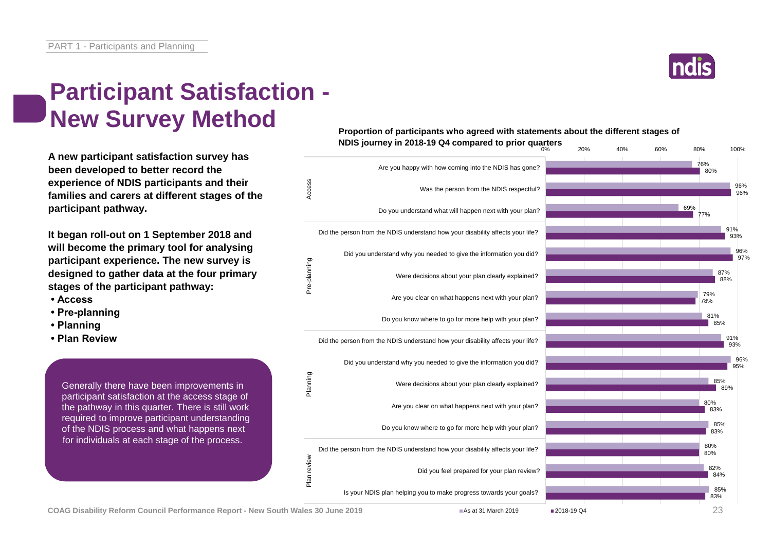# Participant Satisfaction - New Survey Method

**A new participant satisfaction survey has been developed to better record the experience of NDIS participants and their families and carers at different stages of the participant pathway.**

**It began roll-out on 1 September 2018 and will become the primary tool for analysing participant experience. The new survey is designed to gather data at the four primary stages of the participant pathway:**

- **Access**
- **Pre-planning**
- **Planning**
- **Plan Review**

Generally there have been improvements in participant satisfaction at the access stage of the pathway in this quarter. There is still work required to improve participant understanding of the NDIS process and what happens next for individuals at each stage of the process.

**Proportion of participants who agreed with statements about the different stages of NDIS journey in 2018-19 Q4 compared to prior quarters**

| Stage | Statement | As at 31 March 2019 | 2018-19 Q4 |
|---|---|---|---|
| Access | Are you happy with how coming into the NDIS has gone? | 76% | 80% |
| Access | Was the person from the NDIS respectful? | 96% | 96% |
| Access | Do you understand what will happen next with your plan? | 69% | 77% |
| Pre-planning | Did the person from the NDIS understand how your disability affects your life? | 91% | 93% |
| Pre-planning | Did you understand why you needed to give the information you did? | 96% | 97% |
| Pre-planning | Were decisions about your plan clearly explained? | 87% | 88% |
| Pre-planning | Are you clear on what happens next with your plan? | 79% | 78% |
| Pre-planning | Do you know where to go for more help with your plan? | 81% | 85% |
| Planning | Did the person from the NDIS understand how your disability affects your life? | 91% | 93% |
| Planning | Did you understand why you needed to give the information you did? | 96% | 95% |
| Planning | Were decisions about your plan clearly explained? | 85% | 89% |
| Planning | Are you clear on what happens next with your plan? | 80% | 83% |
| Planning | Do you know where to go for more help with your plan? | 85% | 83% |
| Plan review | Did the person from the NDIS understand how your disability affects your life? | 80% | 80% |
| Plan review | Did you feel prepared for your plan review? | 82% | 84% |
| Plan review | Is your NDIS plan helping you to make progress towards your goals? | 85% | 83% |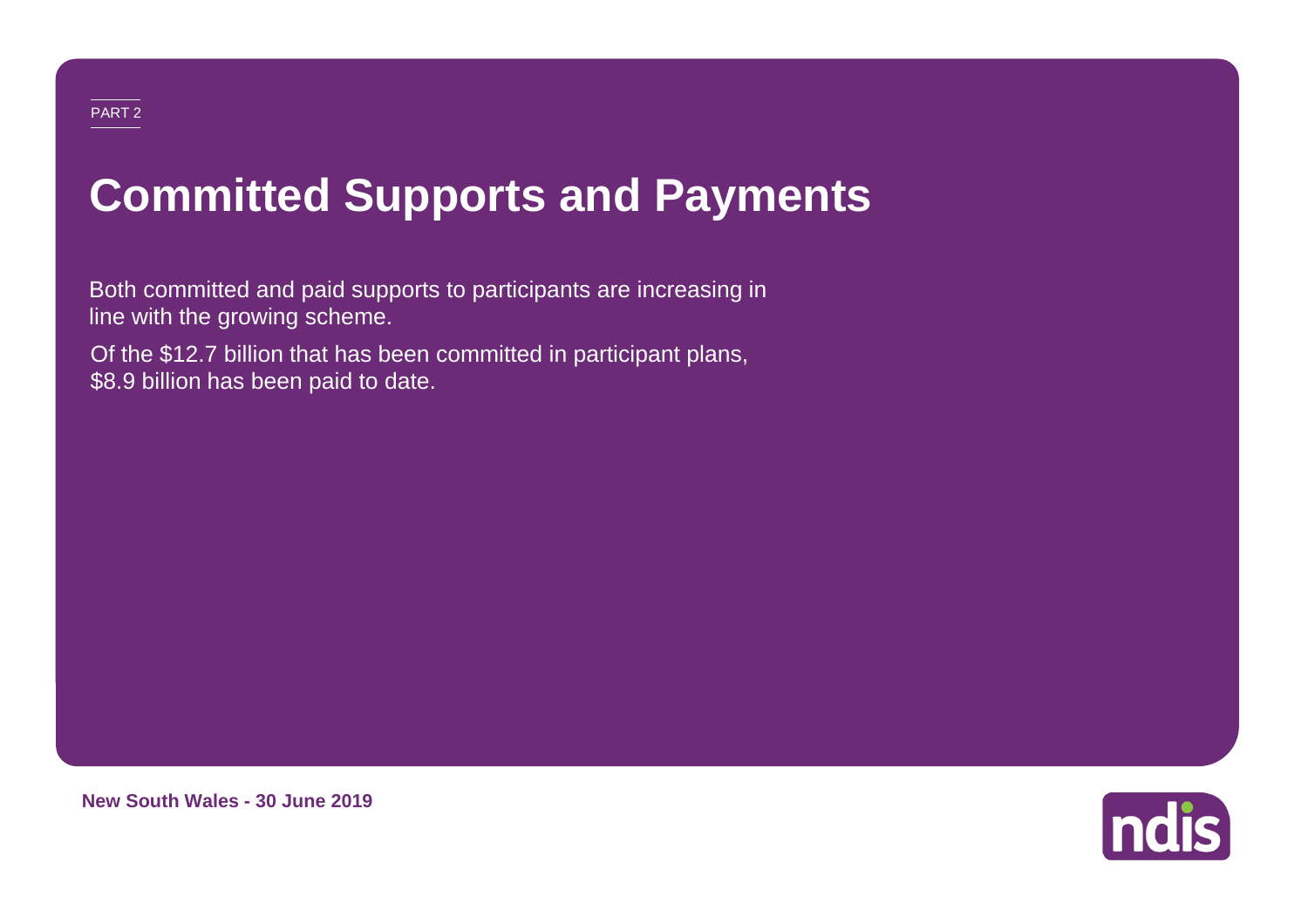PART 2

# Committed Supports and Payments

Both committed and paid supports to participants are increasing in line with the growing scheme.

Of the $12.7 billion that has been committed in participant plans, $8.9 billion has been paid to date.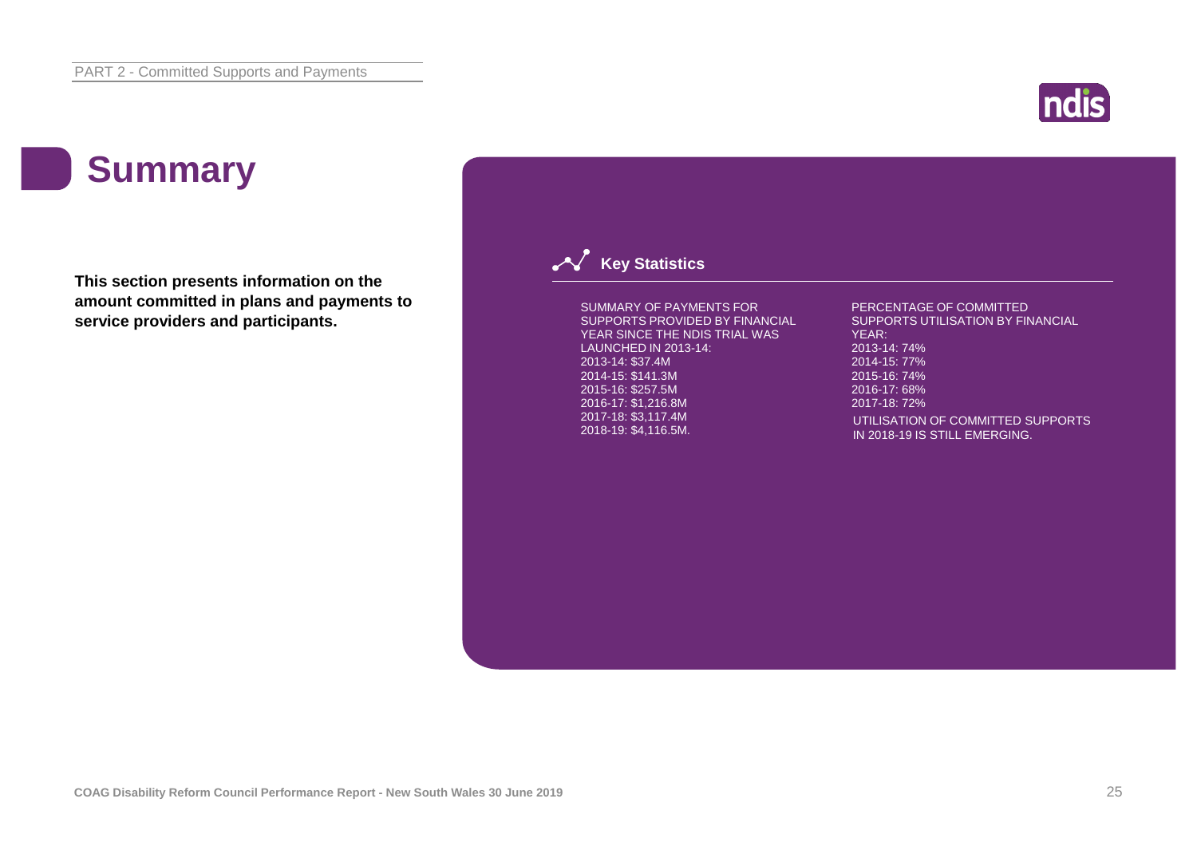# Summary

**This section presents information on the amount committed in plans and payments to service providers and participants.**

## Key Statistics

SUMMARY OF PAYMENTS FOR SUPPORTS PROVIDED BY FINANCIAL YEAR SINCE THE NDIS TRIAL WAS LAUNCHED IN 2013-14:

2013-14: $37.4M
2014-15: $141.3M
2015-16: $257.5M
2016-17: $1,216.8M
2017-18: $3,117.4M
2018-19: $4,116.5M.

PERCENTAGE OF COMMITTED SUPPORTS UTILISATION BY FINANCIAL YEAR:

2013-14: 74%
2014-15: 77%
2015-16: 74%
2016-17: 68%
2017-18: 72%

UTILISATION OF COMMITTED SUPPORTS IN 2018-19 IS STILL EMERGING.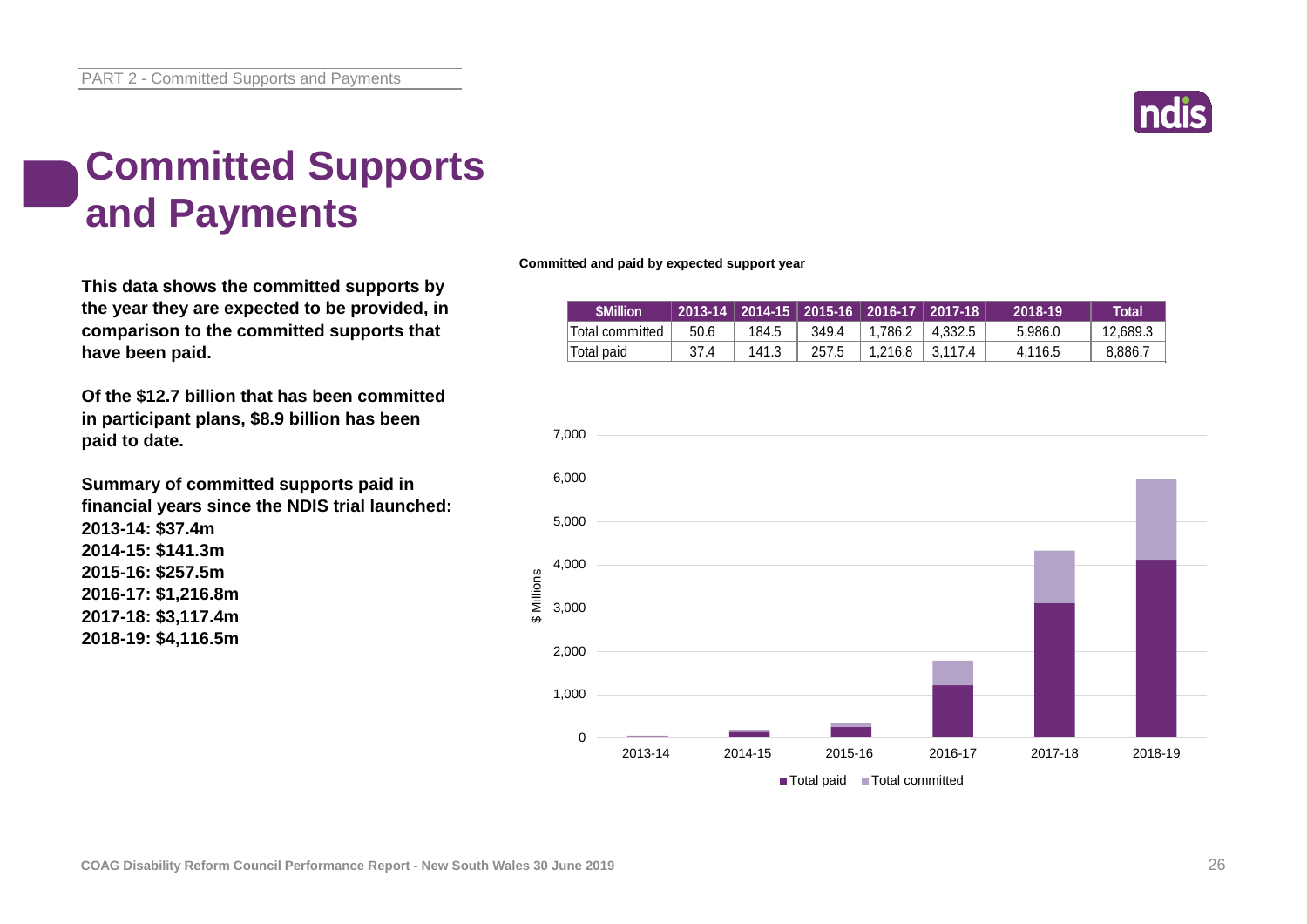# Committed Supports and Payments

**This data shows the committed supports by the year they are expected to be provided, in comparison to the committed supports that have been paid.**

**Of the $12.7 billion that has been committed in participant plans, $8.9 billion has been paid to date.**

**Summary of committed supports paid in financial years since the NDIS trial launched:**
**2013-14: $37.4m**
**2014-15: $141.3m**
**2015-16: $257.5m**
**2016-17: $1,216.8m**
**2017-18: $3,117.4m**
**2018-19: $4,116.5m**

**Committed and paid by expected support year**

| $Million | 2013-14 | 2014-15 | 2015-16 | 2016-17 | 2017-18 | 2018-19 | Total |
|---|---|---|---|---|---|---|---|
| Total committed | 50.6 | 184.5 | 349.4 | 1,786.2 | 4,332.5 | 5,986.0 | 12,689.3 |
| Total paid | 37.4 | 141.3 | 257.5 | 1,216.8 | 3,117.4 | 4,116.5 | 8,886.7 |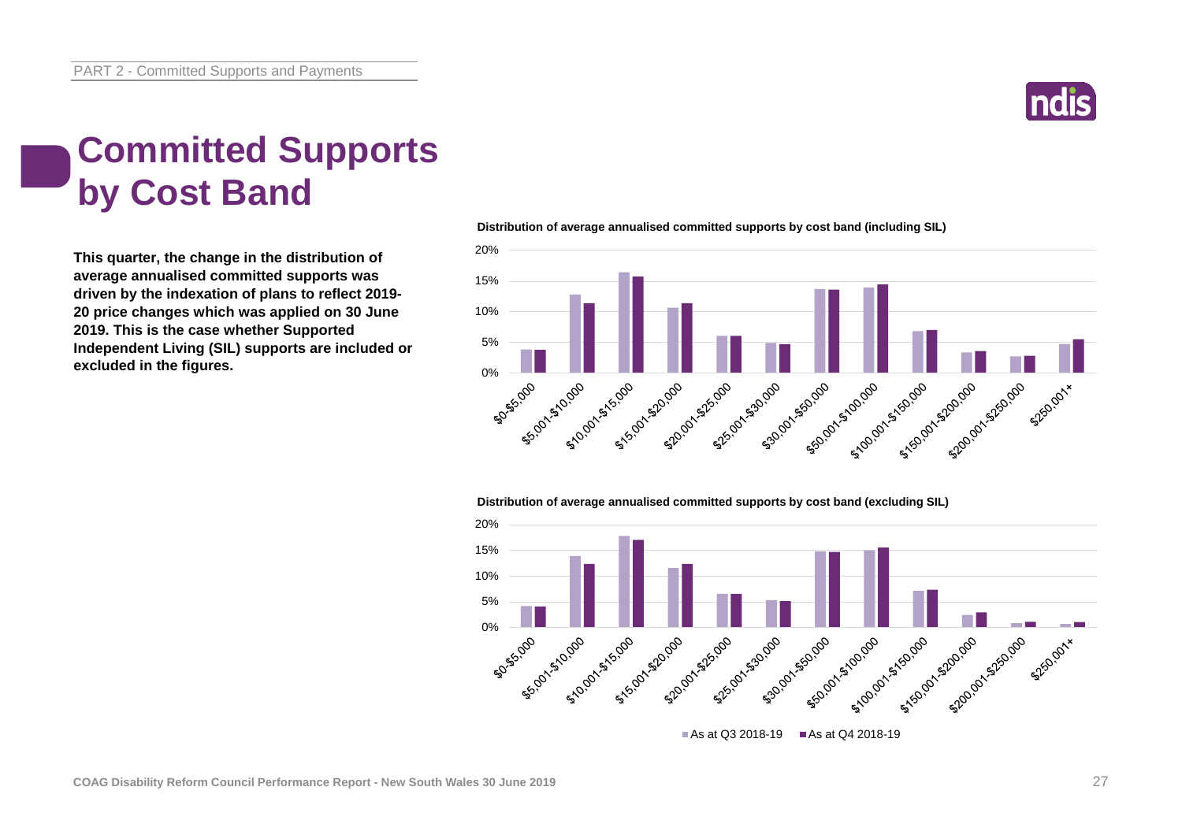# Committed Supports by Cost Band

**This quarter, the change in the distribution of average annualised committed supports was driven by the indexation of plans to reflect 2019-20 price changes which was applied on 30 June 2019. This is the case whether Supported Independent Living (SIL) supports are included or excluded in the figures.**

**Distribution of average annualised committed supports by cost band (including SIL)**

**Distribution of average annualised committed supports by cost band (excluding SIL)**

Cost bands: $0-$5,000; $5,001-$10,000; $10,001-$15,000; $15,001-$20,000; $20,001-$25,000; $25,001-$30,000; $30,001-$50,000; $50,001-$100,000; $100,001-$150,000; $150,001-$200,000; $200,001-$250,000; $250,001+

■ As at Q3 2018-19 ■ As at Q4 2018-19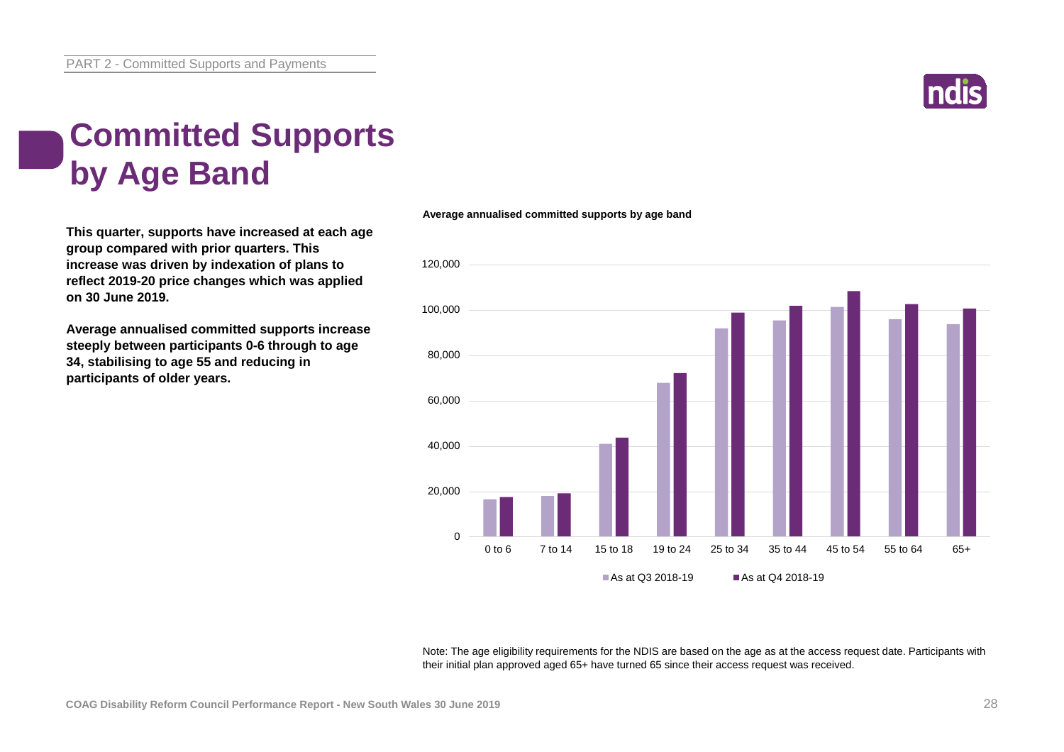# Committed Supports by Age Band

**This quarter, supports have increased at each age group compared with prior quarters. This increase was driven by indexation of plans to reflect 2019-20 price changes which was applied on 30 June 2019.**

**Average annualised committed supports increase steeply between participants 0-6 through to age 34, stabilising to age 55 and reducing in participants of older years.**

**Average annualised committed supports by age band**

Note: The age eligibility requirements for the NDIS are based on the age as at the access request date. Participants with their initial plan approved aged 65+ have turned 65 since their access request was received.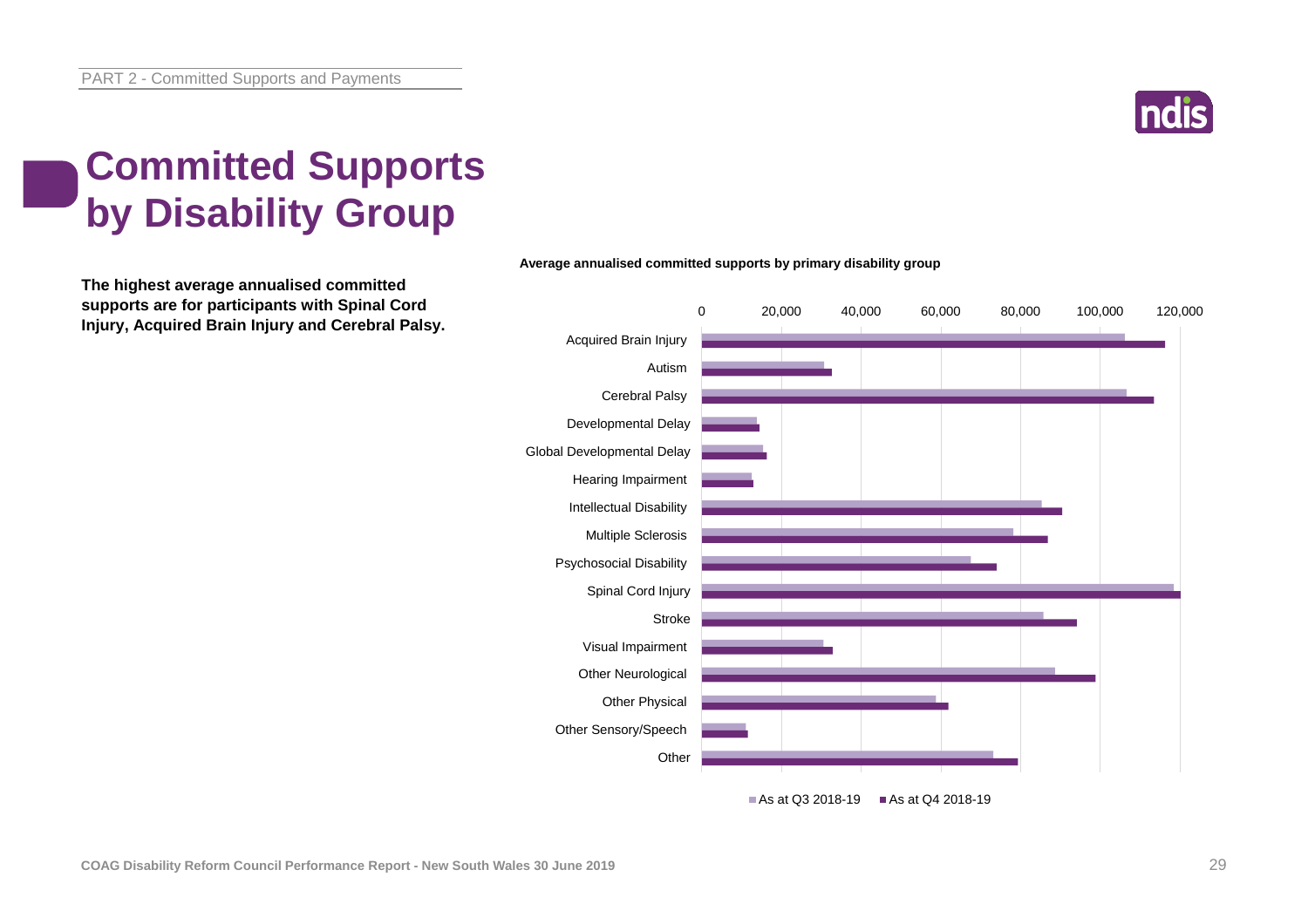# Committed Supports by Disability Group

**The highest average annualised committed supports are for participants with Spinal Cord Injury, Acquired Brain Injury and Cerebral Palsy.**

**Average annualised committed supports by primary disability group**

Acquired Brain Injury
Autism
Cerebral Palsy
Developmental Delay
Global Developmental Delay
Hearing Impairment
Intellectual Disability
Multiple Sclerosis
Psychosocial Disability
Spinal Cord Injury
Stroke
Visual Impairment
Other Neurological
Other Physical
Other Sensory/Speech
Other

0 20,000 40,000 60,000 80,000 100,000 120,000

As at Q3 2018-19 | As at Q4 2018-19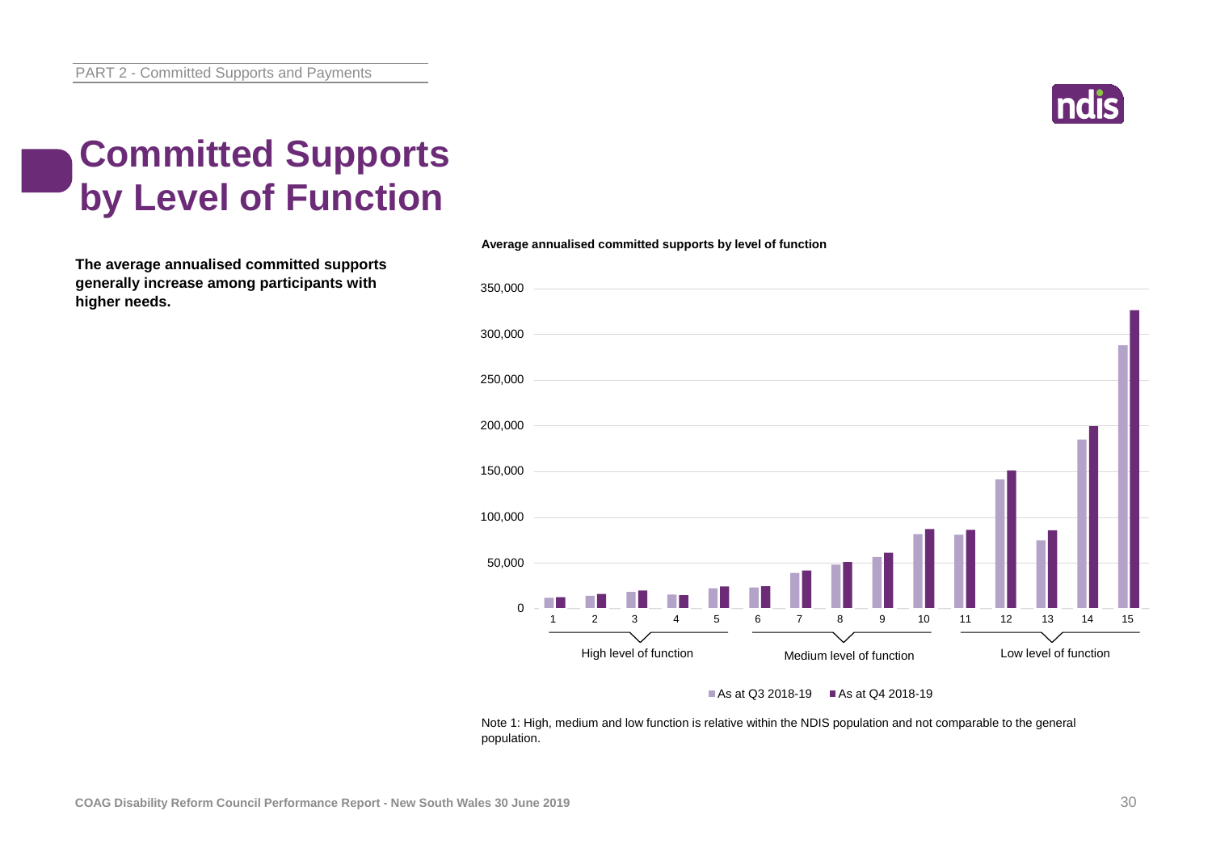# Committed Supports by Level of Function

**The average annualised committed supports generally increase among participants with higher needs.**

**Average annualised committed supports by level of function**

Note 1: High, medium and low function is relative within the NDIS population and not comparable to the general population.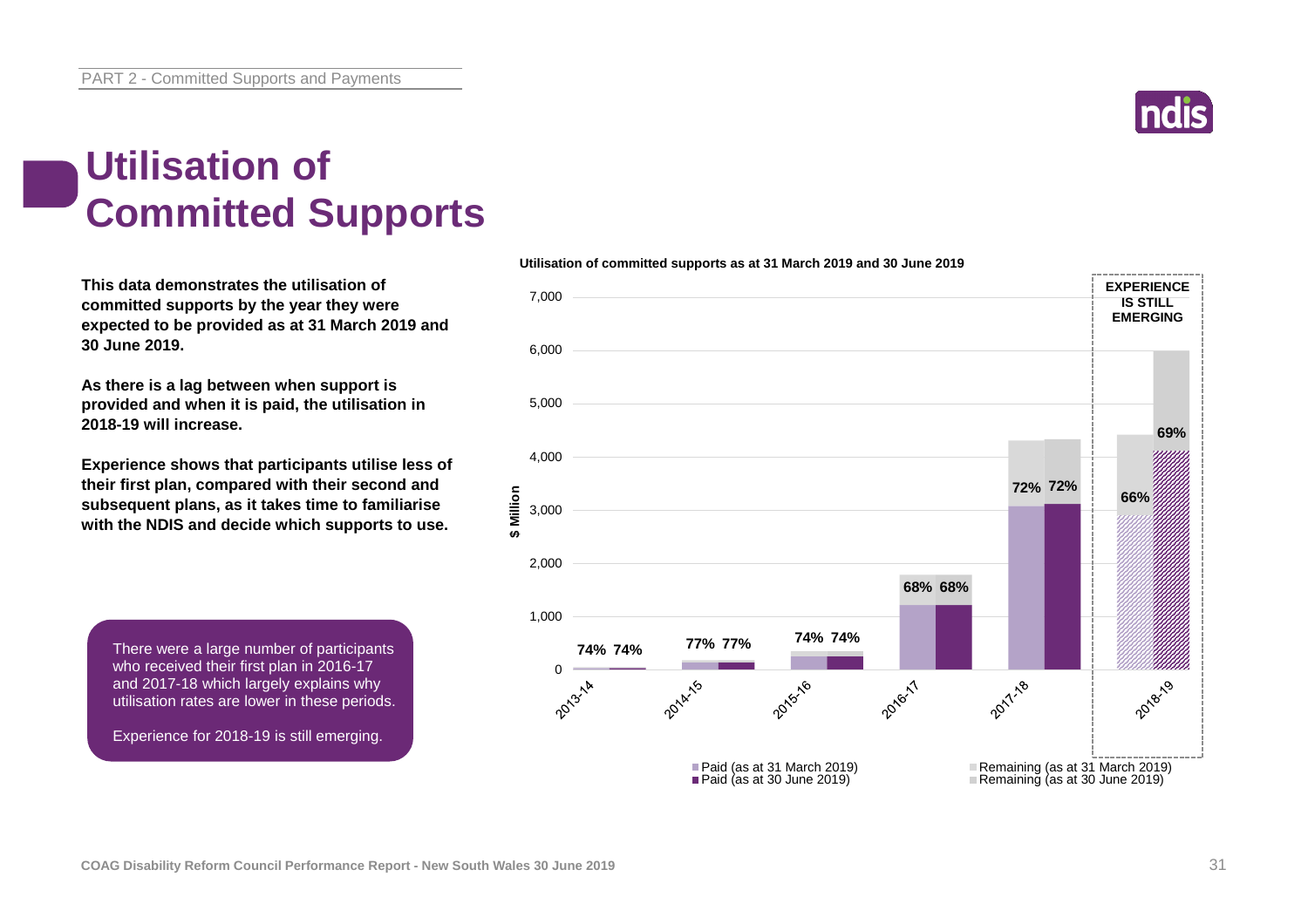# Utilisation of Committed Supports

**This data demonstrates the utilisation of committed supports by the year they were expected to be provided as at 31 March 2019 and 30 June 2019.**

**As there is a lag between when support is provided and when it is paid, the utilisation in 2018-19 will increase.**

**Experience shows that participants utilise less of their first plan, compared with their second and subsequent plans, as it takes time to familiarise with the NDIS and decide which supports to use.**

There were a large number of participants who received their first plan in 2016-17 and 2017-18 which largely explains why utilisation rates are lower in these periods.

Experience for 2018-19 is still emerging.

**Utilisation of committed supports as at 31 March 2019 and 30 June 2019**

| Year | Utilisation (as at 31 March 2019) | Utilisation (as at 30 June 2019) |
|---|---|---|
| 2013-14 | 74% | 74% |
| 2014-15 | 77% | 77% |
| 2015-16 | 74% | 74% |
| 2016-17 | 68% | 68% |
| 2017-18 | 72% | 72% |
| 2018-19 | 66% | 69% |

EXPERIENCE IS STILL EMERGING (2018-19)

Legend: Paid (as at 31 March 2019); Paid (as at 30 June 2019); Remaining (as at 31 March 2019); Remaining (as at 30 June 2019)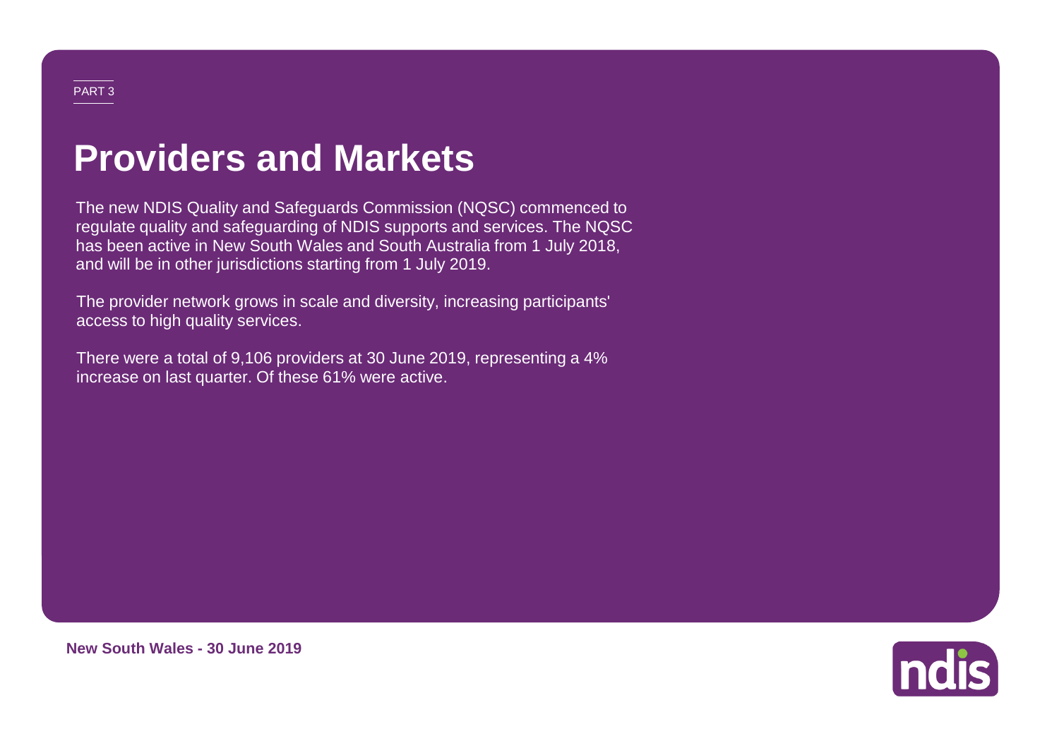PART 3

# Providers and Markets

The new NDIS Quality and Safeguards Commission (NQSC) commenced to regulate quality and safeguarding of NDIS supports and services. The NQSC has been active in New South Wales and South Australia from 1 July 2018, and will be in other jurisdictions starting from 1 July 2019.

The provider network grows in scale and diversity, increasing participants' access to high quality services.

There were a total of 9,106 providers at 30 June 2019, representing a 4% increase on last quarter. Of these 61% were active.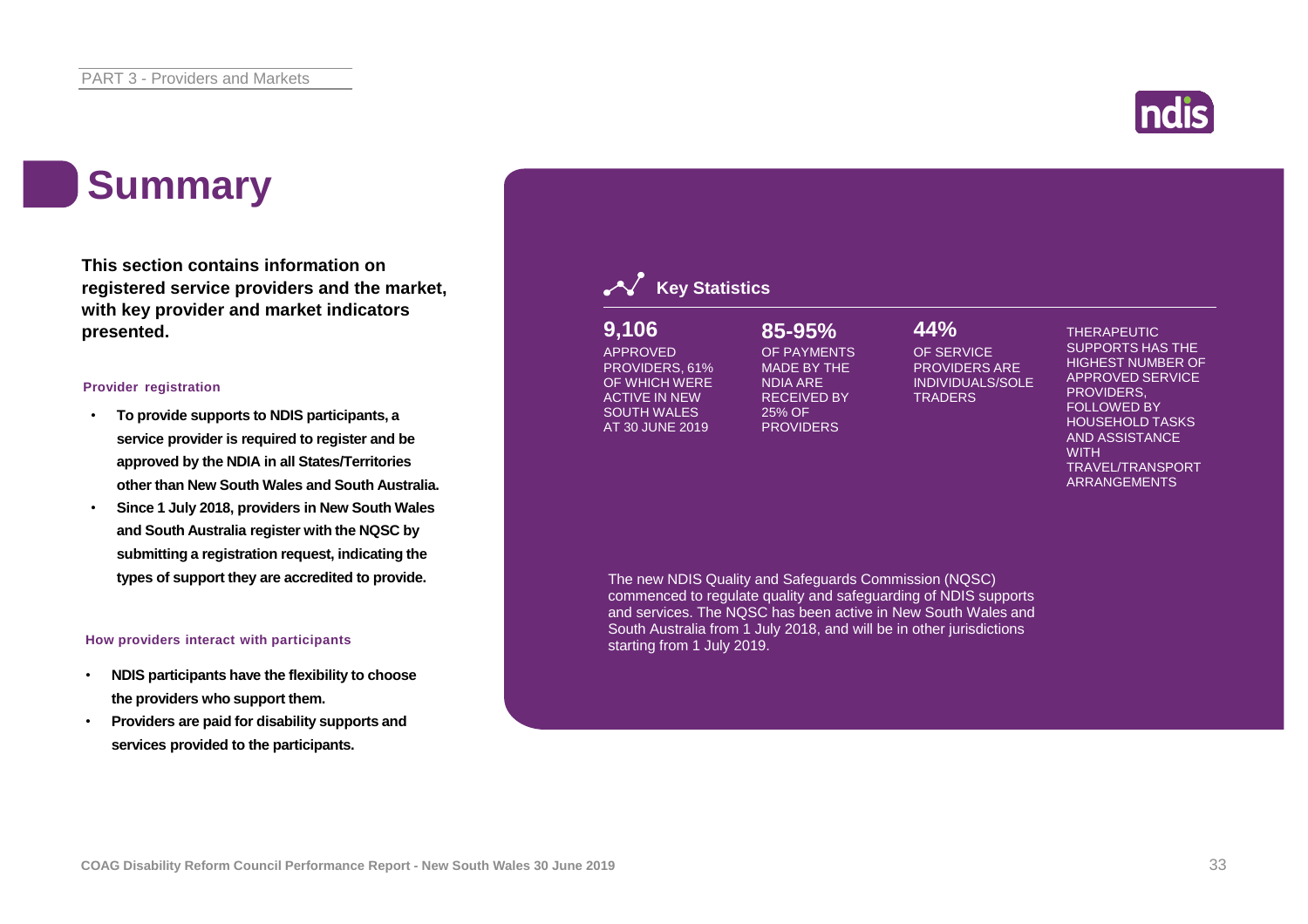# Summary

**This section contains information on registered service providers and the market, with key provider and market indicators presented.**

**Provider registration**

- **To provide supports to NDIS participants, a service provider is required to register and be approved by the NDIA in all States/Territories other than New South Wales and South Australia.**
- **Since 1 July 2018, providers in New South Wales and South Australia register with the NQSC by submitting a registration request, indicating the types of support they are accredited to provide.**

**How providers interact with participants**

- **NDIS participants have the flexibility to choose the providers who support them.**
- **Providers are paid for disability supports and services provided to the participants.**

## Key Statistics

**9,106**
APPROVED PROVIDERS, 61% OF WHICH WERE ACTIVE IN NEW SOUTH WALES AT 30 JUNE 2019

**85-95%**
OF PAYMENTS MADE BY THE NDIA ARE RECEIVED BY 25% OF PROVIDERS

**44%**
OF SERVICE PROVIDERS ARE INDIVIDUALS/SOLE TRADERS

THERAPEUTIC SUPPORTS HAS THE HIGHEST NUMBER OF APPROVED SERVICE PROVIDERS, FOLLOWED BY HOUSEHOLD TASKS AND ASSISTANCE WITH TRAVEL/TRANSPORT ARRANGEMENTS

The new NDIS Quality and Safeguards Commission (NQSC) commenced to regulate quality and safeguarding of NDIS supports and services. The NQSC has been active in New South Wales and South Australia from 1 July 2018, and will be in other jurisdictions starting from 1 July 2019.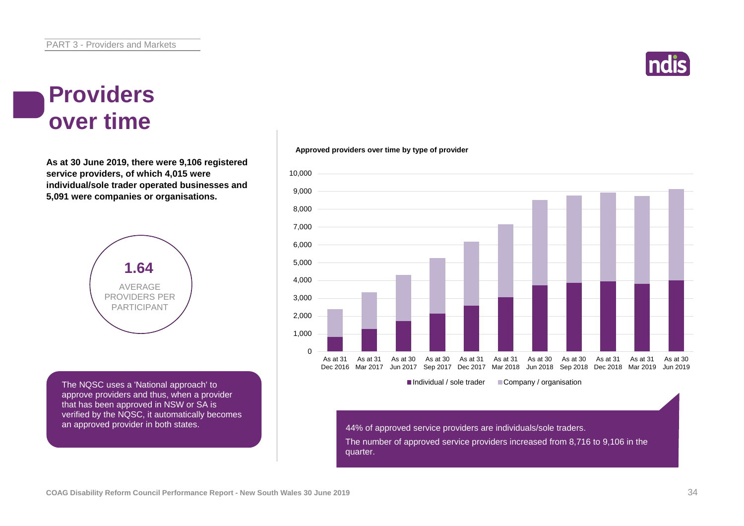# Providers over time

**As at 30 June 2019, there were 9,106 registered service providers, of which 4,015 were individual/sole trader operated businesses and 5,091 were companies or organisations.**

**1.64**
AVERAGE PROVIDERS PER PARTICIPANT

The NQSC uses a 'National approach' to approve providers and thus, when a provider that has been approved in NSW or SA is verified by the NQSC, it automatically becomes an approved provider in both states.

**Approved providers over time by type of provider**

Individual / sole trader | Company / organisation

44% of approved service providers are individuals/sole traders.

The number of approved service providers increased from 8,716 to 9,106 in the quarter.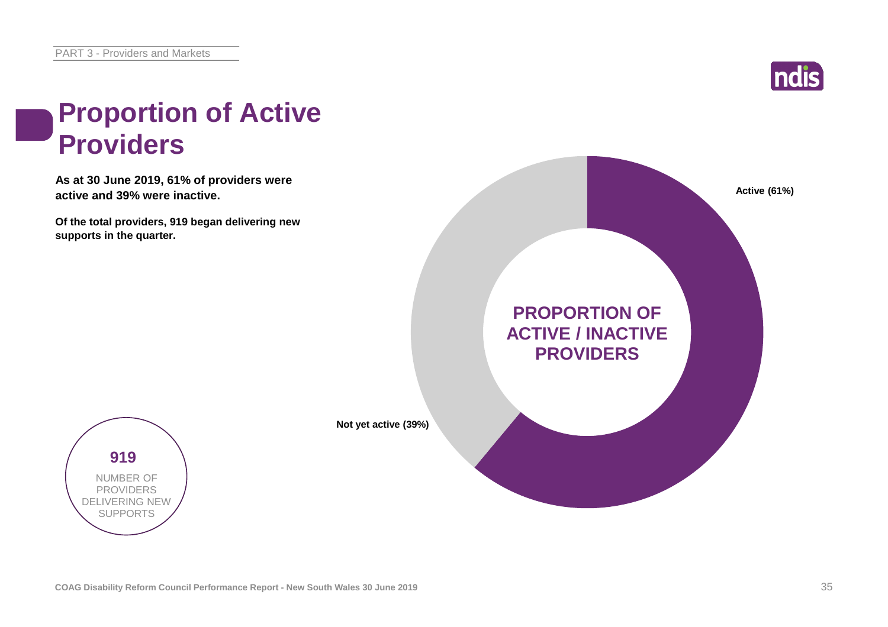# Proportion of Active Providers

**As at 30 June 2019, 61% of providers were active and 39% were inactive.**

**Of the total providers, 919 began delivering new supports in the quarter.**

**919**

NUMBER OF PROVIDERS DELIVERING NEW SUPPORTS

**PROPORTION OF ACTIVE / INACTIVE PROVIDERS**

**Active (61%)**

**Not yet active (39%)**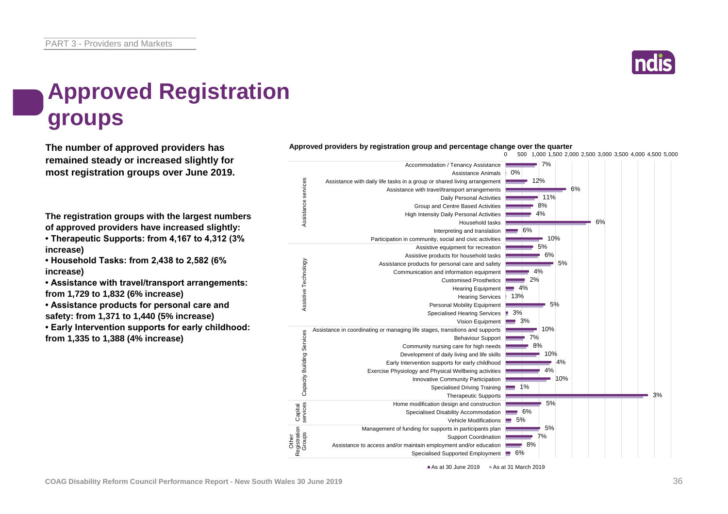# Approved Registration groups

**The number of approved providers has remained steady or increased slightly for most registration groups over June 2019.**

**The registration groups with the largest numbers of approved providers have increased slightly:**

- **Therapeutic Supports: from 4,167 to 4,312 (3% increase)**
- **Household Tasks: from 2,438 to 2,582 (6% increase)**
- **Assistance with travel/transport arrangements: from 1,729 to 1,832 (6% increase)**
- **Assistance products for personal care and safety: from 1,371 to 1,440 (5% increase)**
- **Early Intervention supports for early childhood: from 1,335 to 1,388 (4% increase)**

**Approved providers by registration group and percentage change over the quarter**

| Category | Registration group | % change |
|---|---|---|
| Assistance services | Accommodation / Tenancy Assistance | 7% |
| | Assistance Animals | 0% |
| | Assistance with daily life tasks in a group or shared living arrangement | 12% |
| | Assistance with travel/transport arrangements | 6% |
| | Daily Personal Activities | 11% |
| | Group and Centre Based Activities | 8% |
| | High Intensity Daily Personal Activities | 4% |
| | Household tasks | 6% |
| | Interpreting and translation | 6% |
| | Participation in community, social and civic activities | 10% |
| Assistive Technology | Assistive equipment for recreation | 5% |
| | Assistive products for household tasks | 6% |
| | Assistance products for personal care and safety | 5% |
| | Communication and information equipment | 4% |
| | Customised Prosthetics | 2% |
| | Hearing Equipment | 4% |
| | Hearing Services | 13% |
| | Personal Mobility Equipment | 5% |
| | Specialised Hearing Services | 3% |
| | Vision Equipment | 3% |
| Capacity Building Services | Assistance in coordinating or managing life stages, transitions and supports | 10% |
| | Behaviour Support | 7% |
| | Community nursing care for high needs | 8% |
| | Development of daily living and life skills | 10% |
| | Early Intervention supports for early childhood | 4% |
| | Exercise Physiology and Physical Wellbeing activities | 4% |
| | Innovative Community Participation | 10% |
| | Specialised Driving Training | 1% |
| | Therapeutic Supports | 3% |
| Capital services | Home modification design and construction | 5% |
| | Specialised Disability Accommodation | 6% |
| | Vehicle Modifications | 5% |
| Other Registration Groups | Management of funding for supports in participants plan | 5% |
| | Support Coordination | 7% |
| | Assistance to access and/or maintain employment and/or education | 8% |
| | Specialised Supported Employment | 6% |

■ As at 30 June 2019 ■ As at 31 March 2019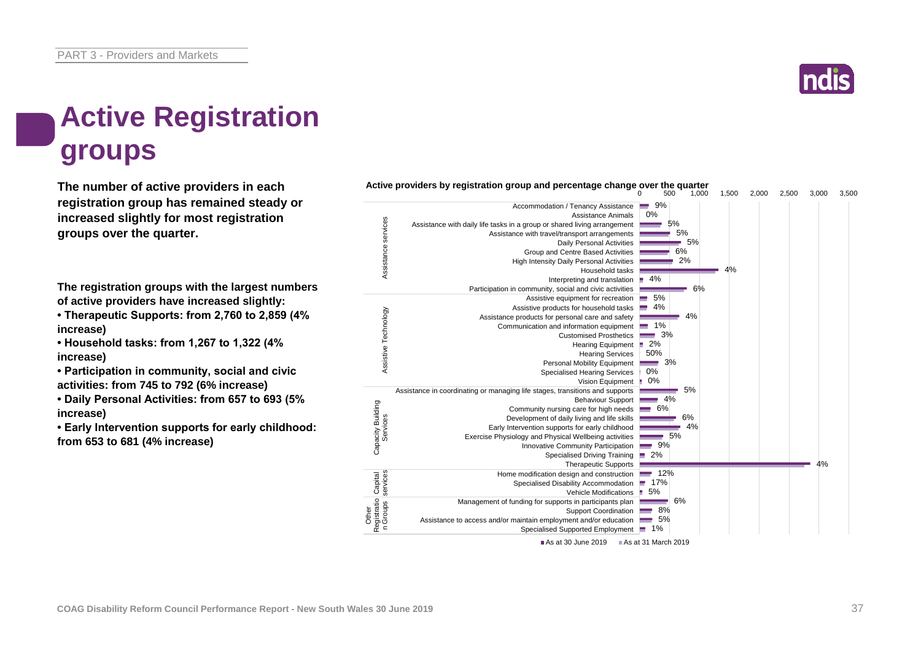# Active Registration groups

**The number of active providers in each registration group has remained steady or increased slightly for most registration groups over the quarter.**

**The registration groups with the largest numbers of active providers have increased slightly:**

- **Therapeutic Supports: from 2,760 to 2,859 (4% increase)**
- **Household tasks: from 1,267 to 1,322 (4% increase)**
- **Participation in community, social and civic activities: from 745 to 792 (6% increase)**
- **Daily Personal Activities: from 657 to 693 (5% increase)**
- **Early Intervention supports for early childhood: from 653 to 681 (4% increase)**

**Active providers by registration group and percentage change over the quarter**

| Category | Registration group | Percentage change |
|---|---|---|
| Assistance services | Accommodation / Tenancy Assistance | 9% |
| | Assistance Animals | 0% |
| | Assistance with daily life tasks in a group or shared living arrangement | 5% |
| | Assistance with travel/transport arrangements | 5% |
| | Daily Personal Activities | 5% |
| | Group and Centre Based Activities | 6% |
| | High Intensity Daily Personal Activities | 2% |
| | Household tasks | 4% |
| | Interpreting and translation | 4% |
| | Participation in community, social and civic activities | 6% |
| Assistive Technology | Assistive equipment for recreation | 5% |
| | Assistive products for household tasks | 4% |
| | Assistance products for personal care and safety | 4% |
| | Communication and information equipment | 1% |
| | Customised Prosthetics | 3% |
| | Hearing Equipment | 2% |
| | Hearing Services | 50% |
| | Personal Mobility Equipment | 3% |
| | Specialised Hearing Services | 0% |
| | Vision Equipment | 0% |
| Capacity Building Services | Assistance in coordinating or managing life stages, transitions and supports | 5% |
| | Behaviour Support | 4% |
| | Community nursing care for high needs | 6% |
| | Development of daily living and life skills | 6% |
| | Early Intervention supports for early childhood | 4% |
| | Exercise Physiology and Physical Wellbeing activities | 5% |
| | Innovative Community Participation | 9% |
| | Specialised Driving Training | 2% |
| | Therapeutic Supports | 4% |
| Capital services | Home modification design and construction | 12% |
| | Specialised Disability Accommodation | 17% |
| | Vehicle Modifications | 5% |
| Other Registration Groups | Management of funding for supports in participants plan | 6% |
| | Support Coordination | 8% |
| | Assistance to access and/or maintain employment and/or education | 5% |
| | Specialised Supported Employment | 1% |

■ As at 30 June 2019 ■ As at 31 March 2019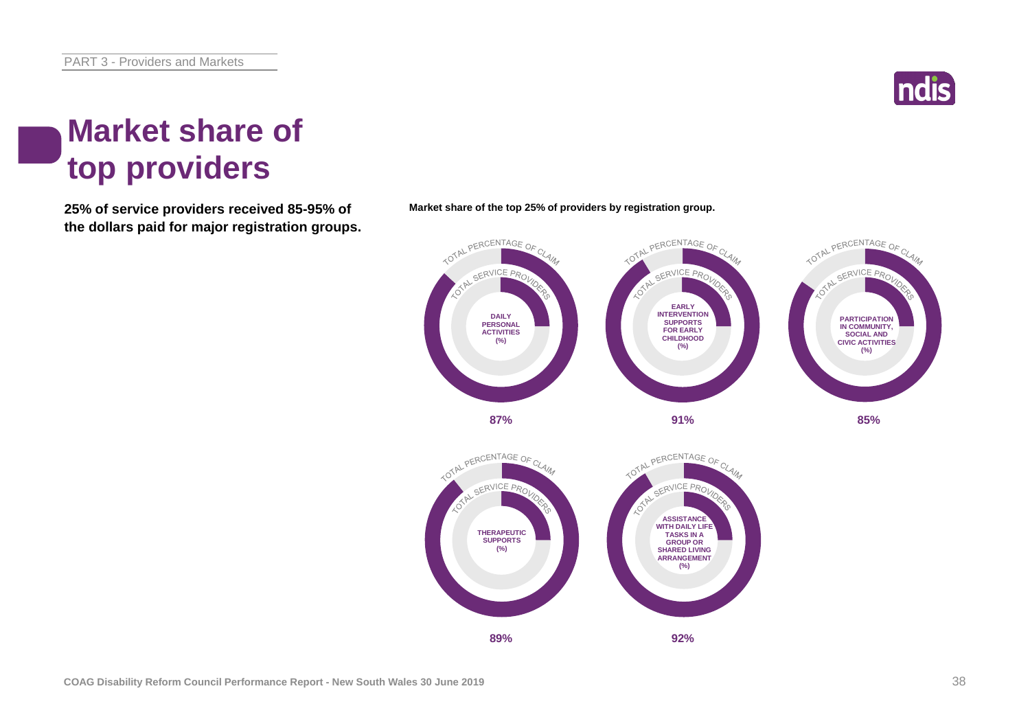# Market share of top providers

**25% of service providers received 85-95% of the dollars paid for major registration groups.**

**Market share of the top 25% of providers by registration group.**

| Registration group | Total percentage of claim |
| --- | --- |
| DAILY PERSONAL ACTIVITIES (%) | 87% |
| EARLY INTERVENTION SUPPORTS FOR EARLY CHILDHOOD (%) | 91% |
| PARTICIPATION IN COMMUNITY, SOCIAL AND CIVIC ACTIVITIES (%) | 85% |
| THERAPEUTIC SUPPORTS (%) | 89% |
| ASSISTANCE WITH DAILY LIFE TASKS IN A GROUP OR SHARED LIVING ARRANGEMENT (%) | 92% |

COAG Disability Reform Council Performance Report - New South Wales 30 June 2019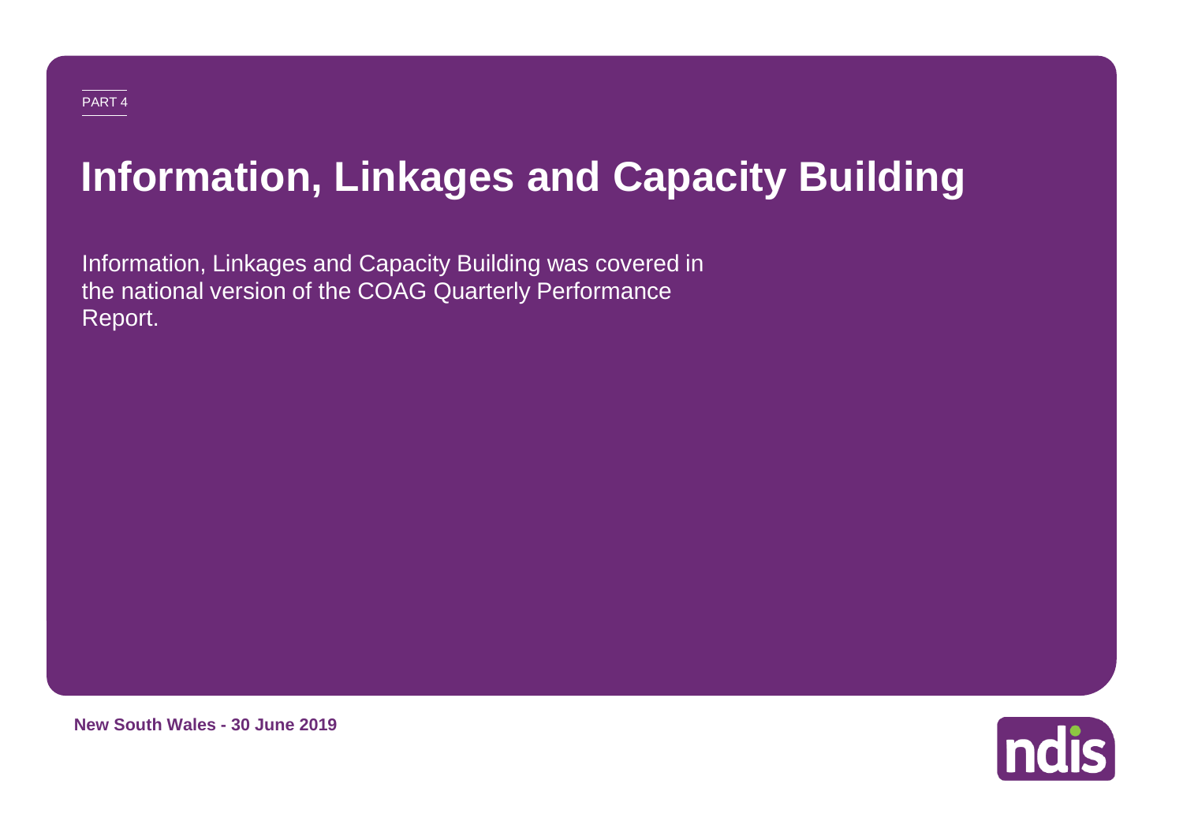PART 4

# Information, Linkages and Capacity Building

Information, Linkages and Capacity Building was covered in the national version of the COAG Quarterly Performance Report.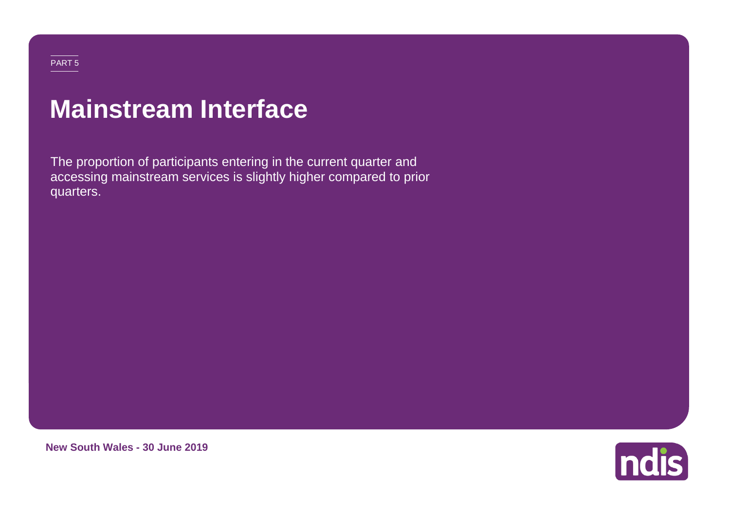PART 5

# Mainstream Interface

The proportion of participants entering in the current quarter and accessing mainstream services is slightly higher compared to prior quarters.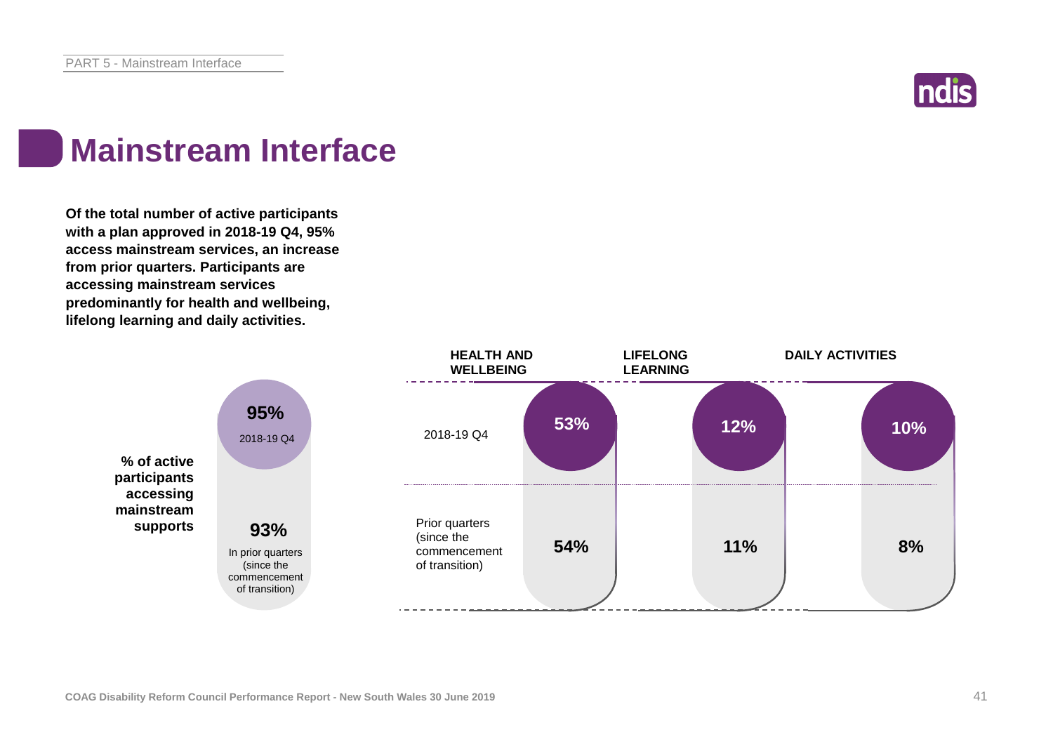# Mainstream Interface

**Of the total number of active participants with a plan approved in 2018-19 Q4, 95% access mainstream services, an increase from prior quarters. Participants are accessing mainstream services predominantly for health and wellbeing, lifelong learning and daily activities.**

**% of active participants accessing mainstream supports**

| | % of active participants accessing mainstream supports |
|---|---|
| 2018-19 Q4 | 95% |
| In prior quarters (since the commencement of transition) | 93% |

| | HEALTH AND WELLBEING | LIFELONG LEARNING | DAILY ACTIVITIES |
|---|---|---|---|
| 2018-19 Q4 | 53% | 12% | 10% |
| Prior quarters (since the commencement of transition) | 54% | 11% | 8% |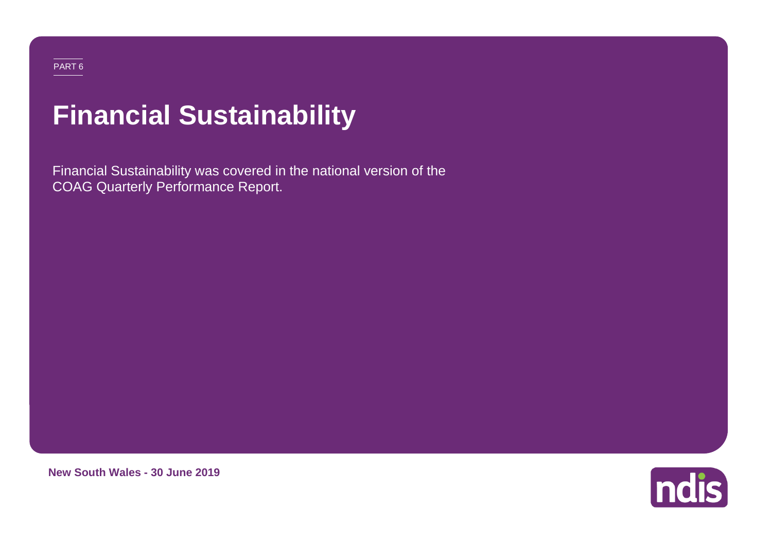PART 6

# Financial Sustainability

Financial Sustainability was covered in the national version of the COAG Quarterly Performance Report.